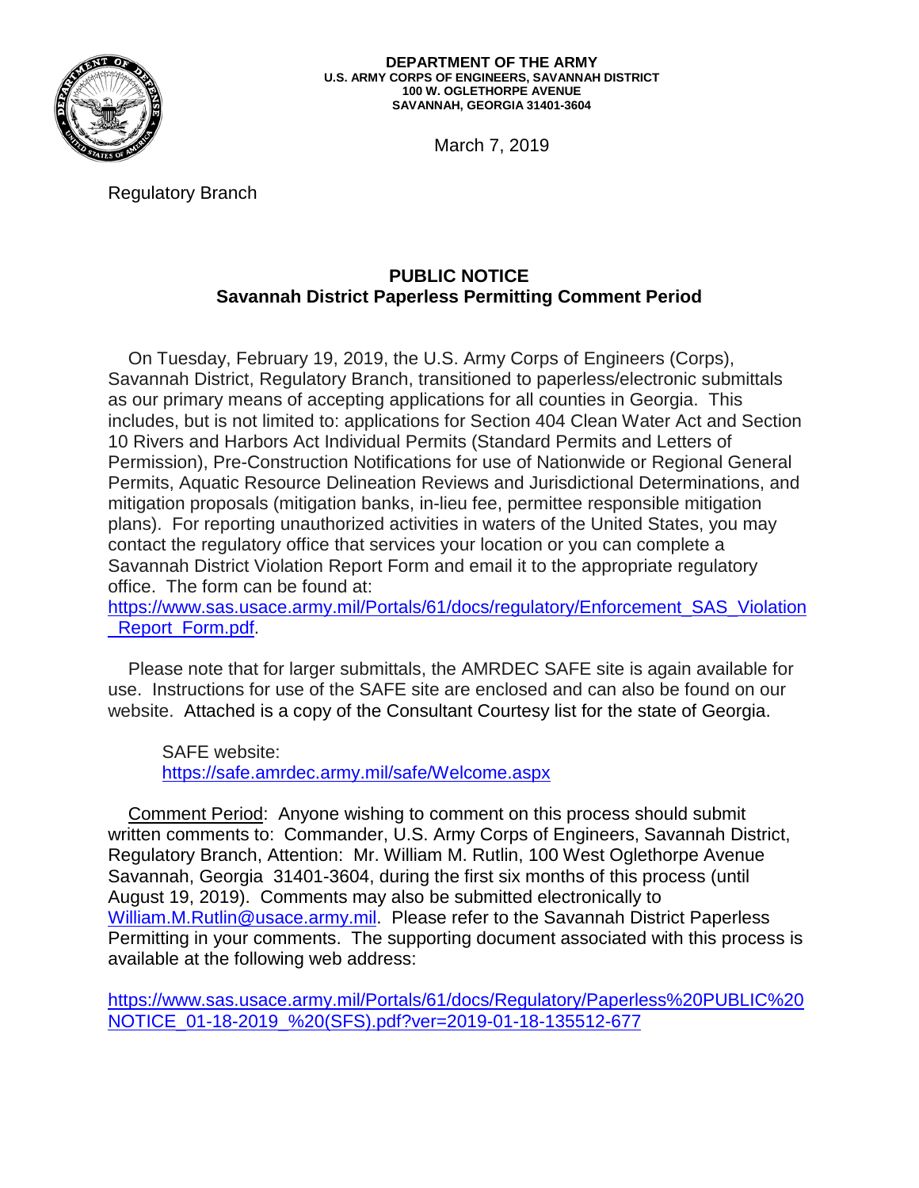**DEPARTMENT OF THE ARMY**
**U.S. ARMY CORPS OF ENGINEERS, SAVANNAH DISTRICT**
**100 W. OGLETHORPE AVENUE**
**SAVANNAH, GEORGIA 31401-3604**

March 7, 2019

Regulatory Branch

## PUBLIC NOTICE
## Savannah District Paperless Permitting Comment Period

On Tuesday, February 19, 2019, the U.S. Army Corps of Engineers (Corps), Savannah District, Regulatory Branch, transitioned to paperless/electronic submittals as our primary means of accepting applications for all counties in Georgia. This includes, but is not limited to: applications for Section 404 Clean Water Act and Section 10 Rivers and Harbors Act Individual Permits (Standard Permits and Letters of Permission), Pre-Construction Notifications for use of Nationwide or Regional General Permits, Aquatic Resource Delineation Reviews and Jurisdictional Determinations, and mitigation proposals (mitigation banks, in-lieu fee, permittee responsible mitigation plans). For reporting unauthorized activities in waters of the United States, you may contact the regulatory office that services your location or you can complete a Savannah District Violation Report Form and email it to the appropriate regulatory office. The form can be found at: https://www.sas.usace.army.mil/Portals/61/docs/regulatory/Enforcement_SAS_Violation_Report_Form.pdf.

Please note that for larger submittals, the AMRDEC SAFE site is again available for use. Instructions for use of the SAFE site are enclosed and can also be found on our website. Attached is a copy of the Consultant Courtesy list for the state of Georgia.

SAFE website:
https://safe.amrdec.army.mil/safe/Welcome.aspx

Comment Period: Anyone wishing to comment on this process should submit written comments to: Commander, U.S. Army Corps of Engineers, Savannah District, Regulatory Branch, Attention: Mr. William M. Rutlin, 100 West Oglethorpe Avenue Savannah, Georgia 31401-3604, during the first six months of this process (until August 19, 2019). Comments may also be submitted electronically to William.M.Rutlin@usace.army.mil. Please refer to the Savannah District Paperless Permitting in your comments. The supporting document associated with this process is available at the following web address:

https://www.sas.usace.army.mil/Portals/61/docs/Regulatory/Paperless%20PUBLIC%20NOTICE_01-18-2019_%20(SFS).pdf?ver=2019-01-18-135512-677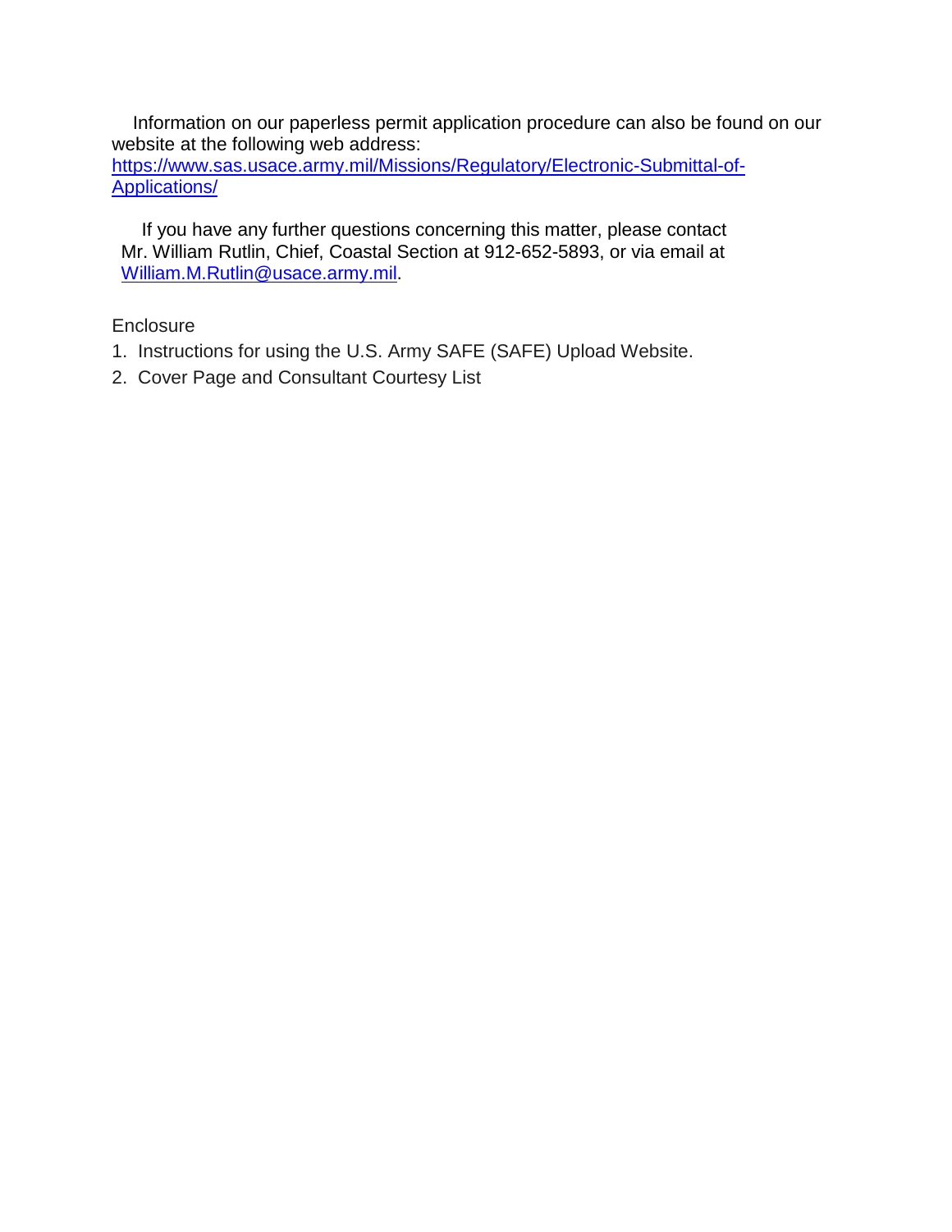Information on our paperless permit application procedure can also be found on our website at the following web address: https://www.sas.usace.army.mil/Missions/Regulatory/Electronic-Submittal-of-Applications/

If you have any further questions concerning this matter, please contact Mr. William Rutlin, Chief, Coastal Section at 912-652-5893, or via email at William.M.Rutlin@usace.army.mil.

Enclosure

1. Instructions for using the U.S. Army SAFE (SAFE) Upload Website.
2. Cover Page and Consultant Courtesy List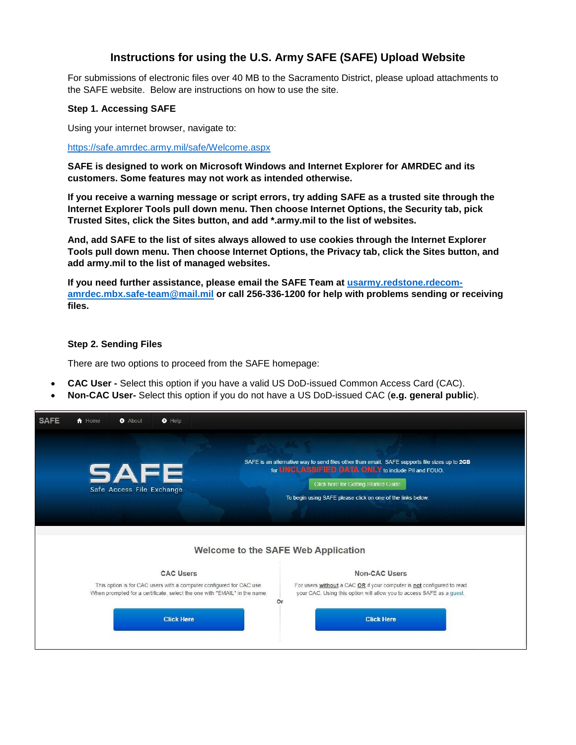## Instructions for using the U.S. Army SAFE (SAFE) Upload Website

For submissions of electronic files over 40 MB to the Sacramento District, please upload attachments to the SAFE website. Below are instructions on how to use the site.

**Step 1. Accessing SAFE**

Using your internet browser, navigate to:

https://safe.amrdec.army.mil/safe/Welcome.aspx

**SAFE is designed to work on Microsoft Windows and Internet Explorer for AMRDEC and its customers. Some features may not work as intended otherwise.**

**If you receive a warning message or script errors, try adding SAFE as a trusted site through the Internet Explorer Tools pull down menu. Then choose Internet Options, the Security tab, pick Trusted Sites, click the Sites button, and add *.army.mil to the list of websites.**

**And, add SAFE to the list of sites always allowed to use cookies through the Internet Explorer Tools pull down menu. Then choose Internet Options, the Privacy tab, click the Sites button, and add army.mil to the list of managed websites.**

**If you need further assistance, please email the SAFE Team at usarmy.redstone.rdecom-amrdec.mbx.safe-team@mail.mil or call 256-336-1200 for help with problems sending or receiving files.**

**Step 2. Sending Files**

There are two options to proceed from the SAFE homepage:

- **CAC User -** Select this option if you have a valid US DoD-issued Common Access Card (CAC).
- **Non-CAC User-** Select this option if you do not have a US DoD-issued CAC (**e.g. general public**).

SAFE | Home | About | Help

SAFE Safe Access File Exchange

SAFE is an alternative way to send files other than email. SAFE supports file sizes up to **2GB** for **UNCLASSIFIED DATA ONLY** to include PII and FOUO.

Click here for Getting Started Guide

To begin using SAFE please click on one of the links below.

Welcome to the SAFE Web Application

**CAC Users**

This option is for CAC users with a computer configured for CAC use. When prompted for a certificate, select the one with "EMAIL" in the name.

Click Here

Or

**Non-CAC Users**

For users without a CAC OR if your computer is not configured to read your CAC. Using this option will allow you to access SAFE as a guest.

Click Here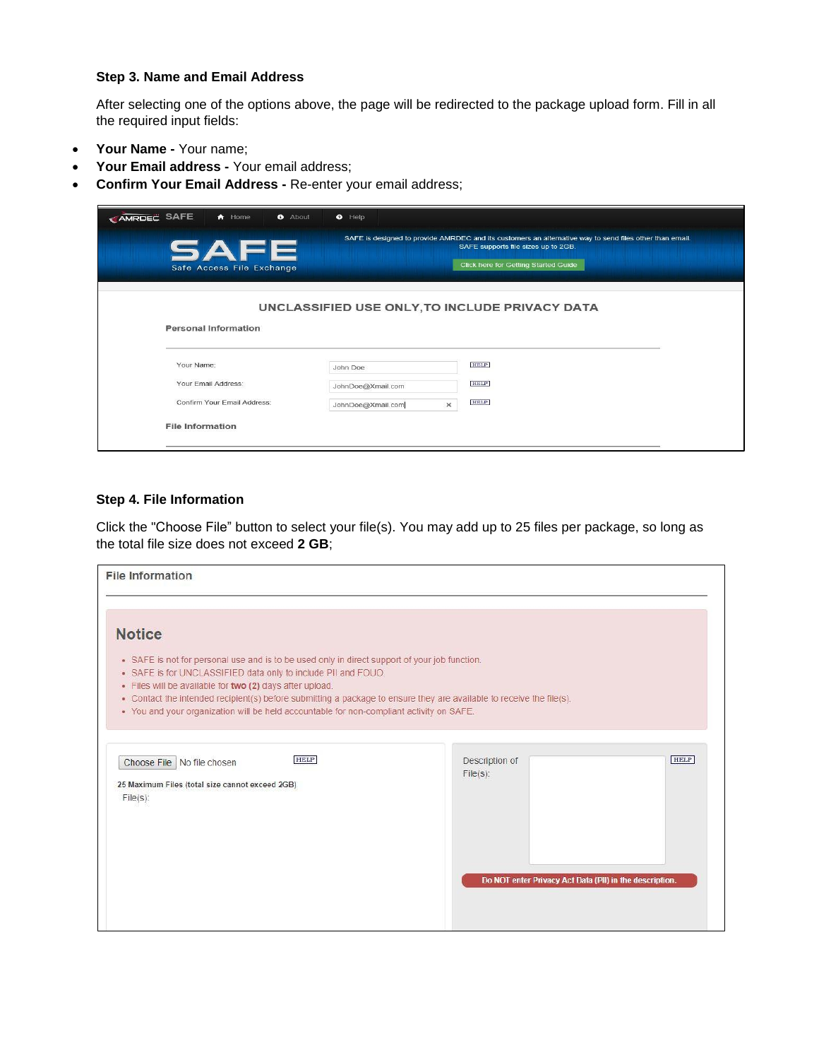### Step 3. Name and Email Address

After selecting one of the options above, the page will be redirected to the package upload form. Fill in all the required input fields:

- **Your Name -** Your name;
- **Your Email address -** Your email address;
- **Confirm Your Email Address -** Re-enter your email address;

### Step 4. File Information

Click the "Choose File" button to select your file(s). You may add up to 25 files per package, so long as the total file size does not exceed **2 GB**;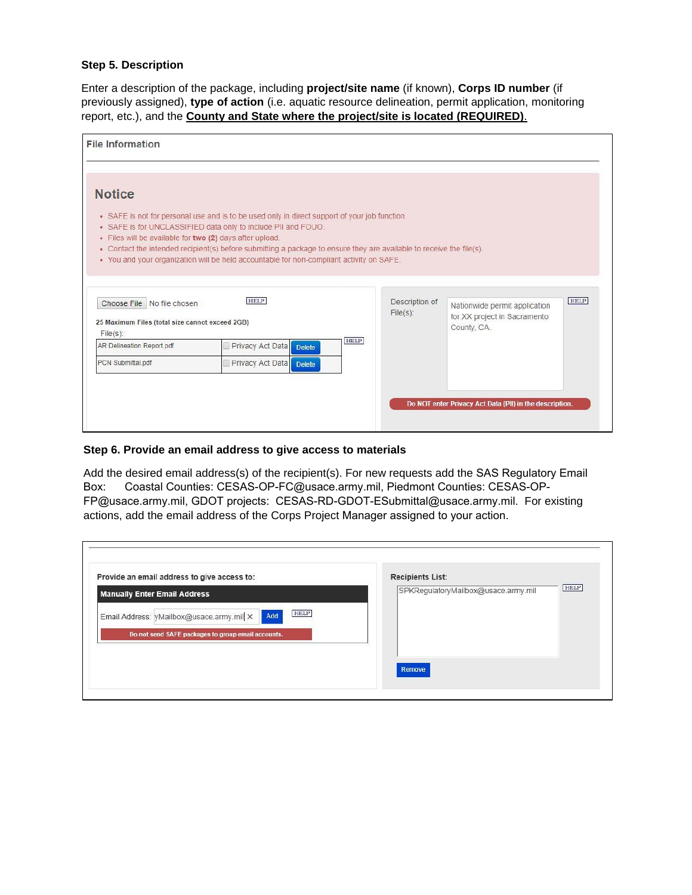**Step 5. Description**

Enter a description of the package, including **project/site name** (if known), **Corps ID number** (if previously assigned), **type of action** (i.e. aquatic resource delineation, permit application, monitoring report, etc.), and the **County and State where the project/site is located (REQUIRED).**

File Information

**Notice**

- SAFE is not for personal use and is to be used only in direct support of your job function.
- SAFE is for UNCLASSIFIED data only to include PII and FOUO.
- Files will be available for **two (2)** days after upload.
- Contact the intended recipient(s) before submitting a package to ensure they are available to receive the file(s).
- You and your organization will be held accountable for non-compliant activity on SAFE.

Choose File No file chosen HELP

**25 Maximum Files (total size cannot exceed 2GB)**

File(s): HELP

| | | |
|---|---|---|
| AR Delineation Report.pdf | Privacy Act Data | Delete |
| PCN Submittal.pdf | Privacy Act Data | Delete |

Description of File(s): Nationwide permit application for XX project in Sacramento County, CA. HELP

**Do NOT enter Privacy Act Data (PII) in the description.**

**Step 6. Provide an email address to give access to materials**

Add the desired email address(s) of the recipient(s). For new requests add the SAS Regulatory Email Box: Coastal Counties: CESAS-OP-FC@usace.army.mil, Piedmont Counties: CESAS-OP-FP@usace.army.mil, GDOT projects: CESAS-RD-GDOT-ESubmittal@usace.army.mil. For existing actions, add the email address of the Corps Project Manager assigned to your action.

**Provide an email address to give access to:**

**Manually Enter Email Address**

Email Address: yMailbox@usace.army.mil × Add HELP

**Do not send SAFE packages to group email accounts.**

**Recipients List:** HELP

SPKRegulatoryMailbox@usace.army.mil

Remove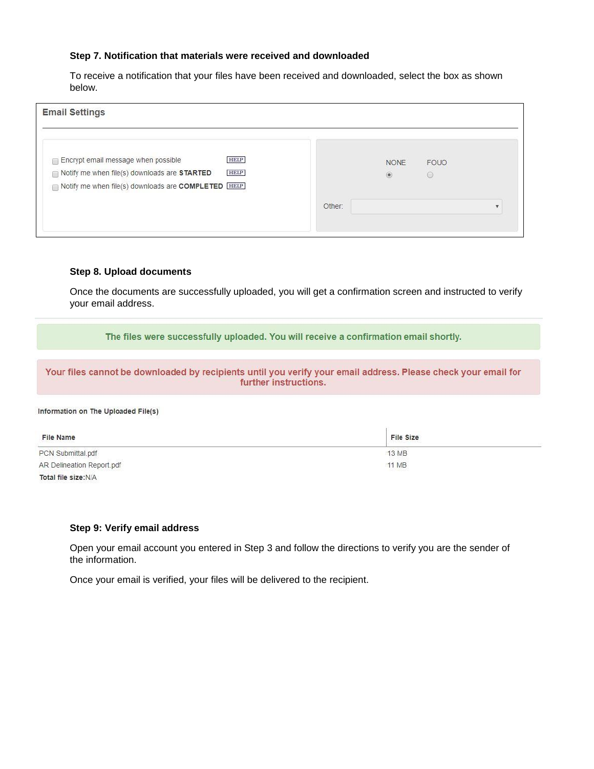**Step 7. Notification that materials were received and downloaded**

To receive a notification that your files have been received and downloaded, select the box as shown below.

**Email Settings**

- ☐ Encrypt email message when possible HELP
- ☐ Notify me when file(s) downloads are **STARTED** HELP
- ☐ Notify me when file(s) downloads are **COMPLETED** HELP

NONE ◉ FOUO ○

Other:

**Step 8. Upload documents**

Once the documents are successfully uploaded, you will get a confirmation screen and instructed to verify your email address.

**The files were successfully uploaded. You will receive a confirmation email shortly.**

**Your files cannot be downloaded by recipients until you verify your email address. Please check your email for further instructions.**

**Information on The Uploaded File(s)**

| File Name | File Size |
| --- | --- |
| PCN Submittal.pdf | 13 MB |
| AR Delineation Report.pdf | 11 MB |

**Total file size:**N/A

**Step 9: Verify email address**

Open your email account you entered in Step 3 and follow the directions to verify you are the sender of the information.

Once your email is verified, your files will be delivered to the recipient.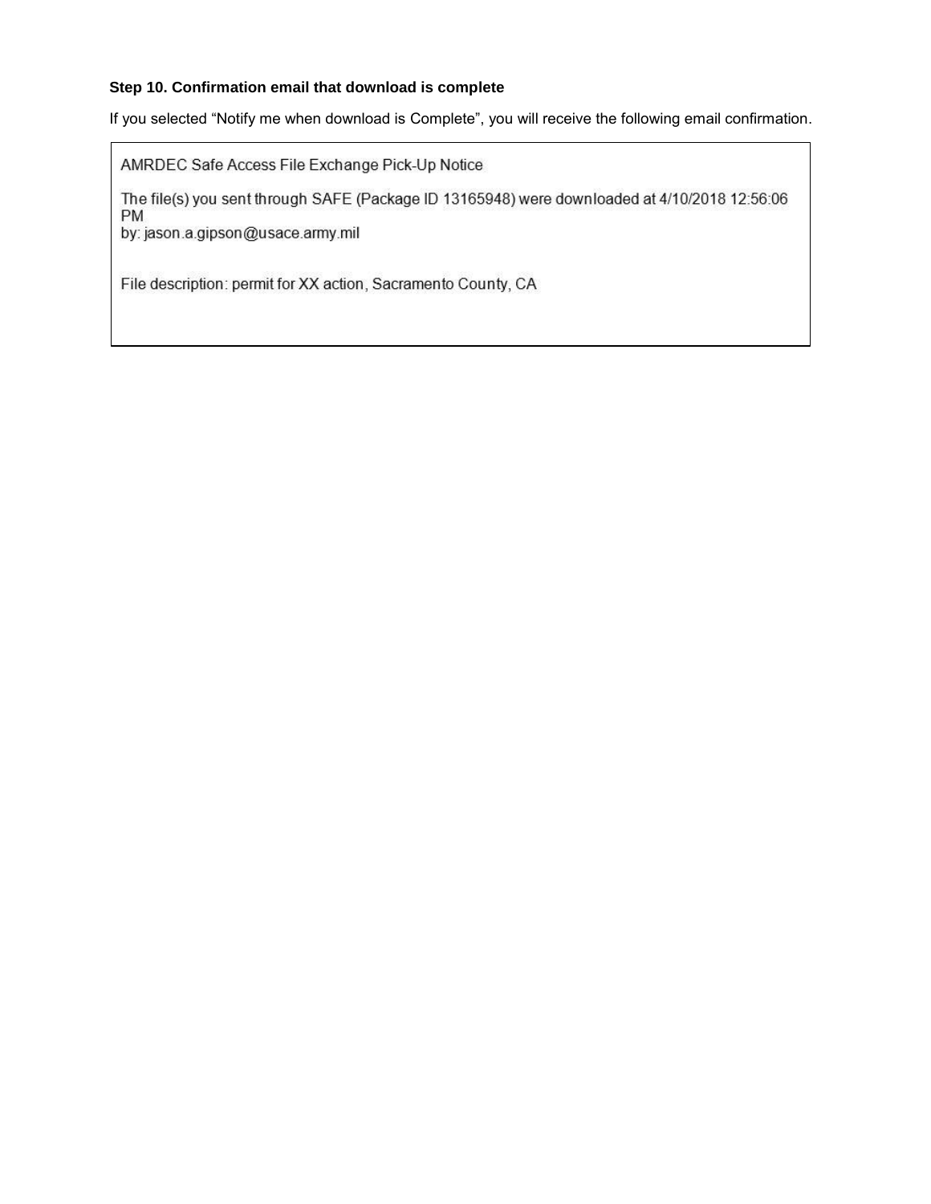### Step 10. Confirmation email that download is complete

If you selected “Notify me when download is Complete”, you will receive the following email confirmation.

> AMRDEC Safe Access File Exchange Pick-Up Notice
>
> The file(s) you sent through SAFE (Package ID 13165948) were downloaded at 4/10/2018 12:56:06 PM
> by: jason.a.gipson@usace.army.mil
>
> File description: permit for XX action, Sacramento County, CA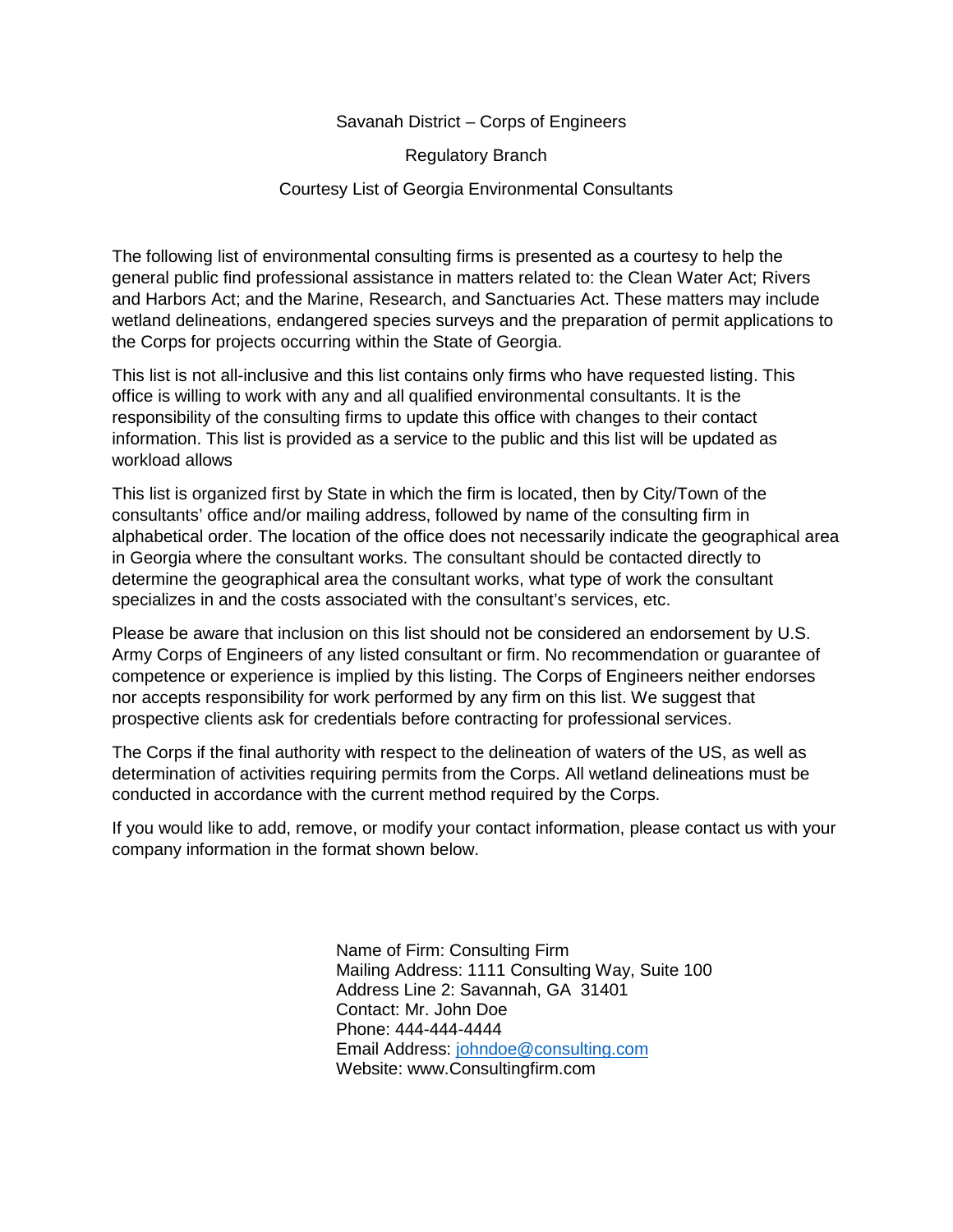# Savanah District – Corps of Engineers

## Regulatory Branch

## Courtesy List of Georgia Environmental Consultants

The following list of environmental consulting firms is presented as a courtesy to help the general public find professional assistance in matters related to: the Clean Water Act; Rivers and Harbors Act; and the Marine, Research, and Sanctuaries Act. These matters may include wetland delineations, endangered species surveys and the preparation of permit applications to the Corps for projects occurring within the State of Georgia.

This list is not all-inclusive and this list contains only firms who have requested listing. This office is willing to work with any and all qualified environmental consultants. It is the responsibility of the consulting firms to update this office with changes to their contact information. This list is provided as a service to the public and this list will be updated as workload allows

This list is organized first by State in which the firm is located, then by City/Town of the consultants' office and/or mailing address, followed by name of the consulting firm in alphabetical order. The location of the office does not necessarily indicate the geographical area in Georgia where the consultant works. The consultant should be contacted directly to determine the geographical area the consultant works, what type of work the consultant specializes in and the costs associated with the consultant's services, etc.

Please be aware that inclusion on this list should not be considered an endorsement by U.S. Army Corps of Engineers of any listed consultant or firm. No recommendation or guarantee of competence or experience is implied by this listing. The Corps of Engineers neither endorses nor accepts responsibility for work performed by any firm on this list. We suggest that prospective clients ask for credentials before contracting for professional services.

The Corps if the final authority with respect to the delineation of waters of the US, as well as determination of activities requiring permits from the Corps. All wetland delineations must be conducted in accordance with the current method required by the Corps.

If you would like to add, remove, or modify your contact information, please contact us with your company information in the format shown below.

Name of Firm: Consulting Firm
Mailing Address: 1111 Consulting Way, Suite 100
Address Line 2: Savannah, GA 31401
Contact: Mr. John Doe
Phone: 444-444-4444
Email Address: johndoe@consulting.com
Website: www.Consultingfirm.com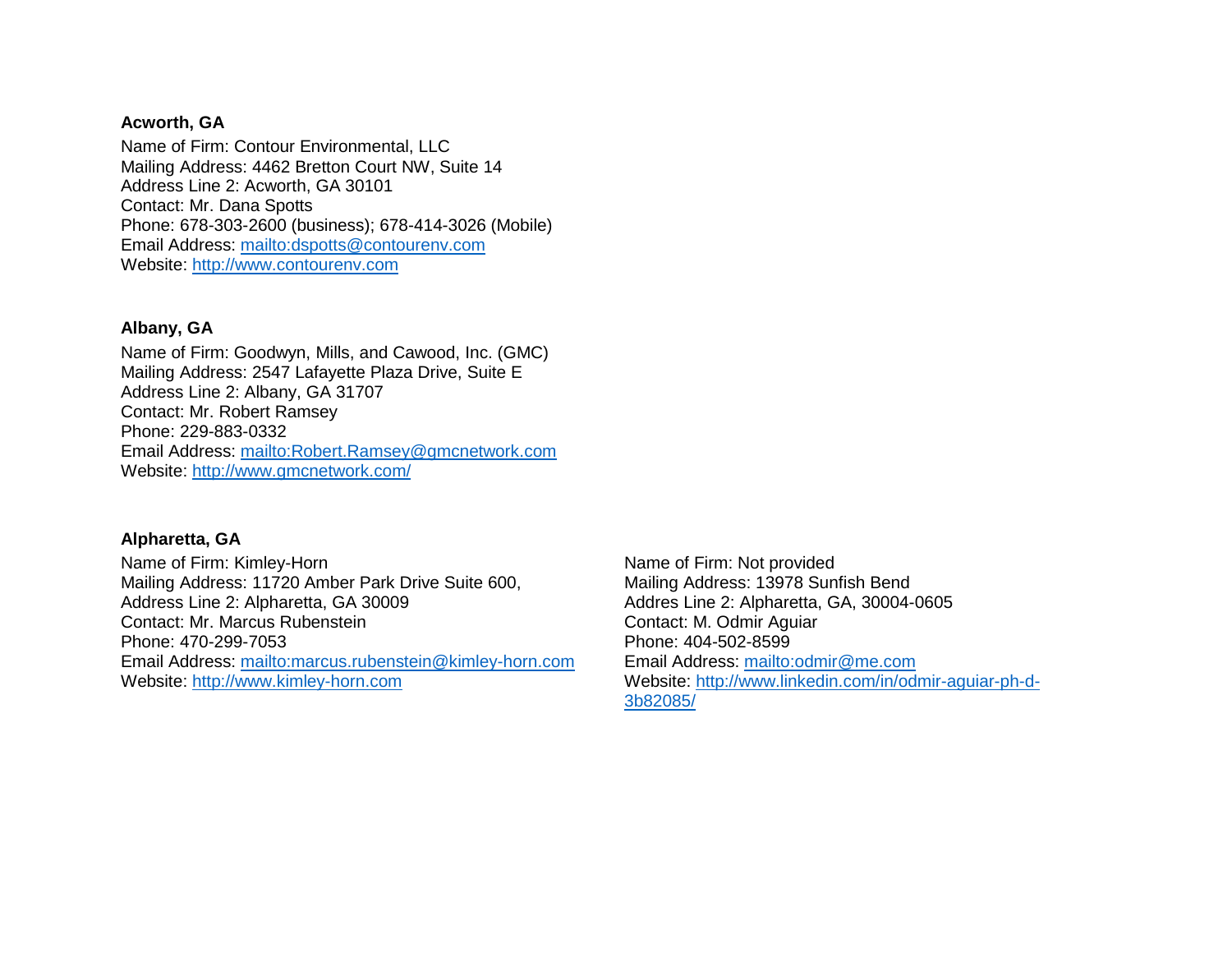**Acworth, GA**

Name of Firm: Contour Environmental, LLC
Mailing Address: 4462 Bretton Court NW, Suite 14
Address Line 2: Acworth, GA 30101
Contact: Mr. Dana Spotts
Phone: 678-303-2600 (business); 678-414-3026 (Mobile)
Email Address: mailto:dspotts@contourenv.com
Website: http://www.contourenv.com

**Albany, GA**

Name of Firm: Goodwyn, Mills, and Cawood, Inc. (GMC)
Mailing Address: 2547 Lafayette Plaza Drive, Suite E
Address Line 2: Albany, GA 31707
Contact: Mr. Robert Ramsey
Phone: 229-883-0332
Email Address: mailto:Robert.Ramsey@gmcnetwork.com
Website: http://www.gmcnetwork.com/

**Alpharetta, GA**

Name of Firm: Kimley-Horn
Mailing Address: 11720 Amber Park Drive Suite 600,
Address Line 2: Alpharetta, GA 30009
Contact: Mr. Marcus Rubenstein
Phone: 470-299-7053
Email Address: mailto:marcus.rubenstein@kimley-horn.com
Website: http://www.kimley-horn.com

Name of Firm: Not provided
Mailing Address: 13978 Sunfish Bend
Addres Line 2: Alpharetta, GA, 30004-0605
Contact: M. Odmir Aguiar
Phone: 404-502-8599
Email Address: mailto:odmir@me.com
Website: http://www.linkedin.com/in/odmir-aguiar-ph-d-3b82085/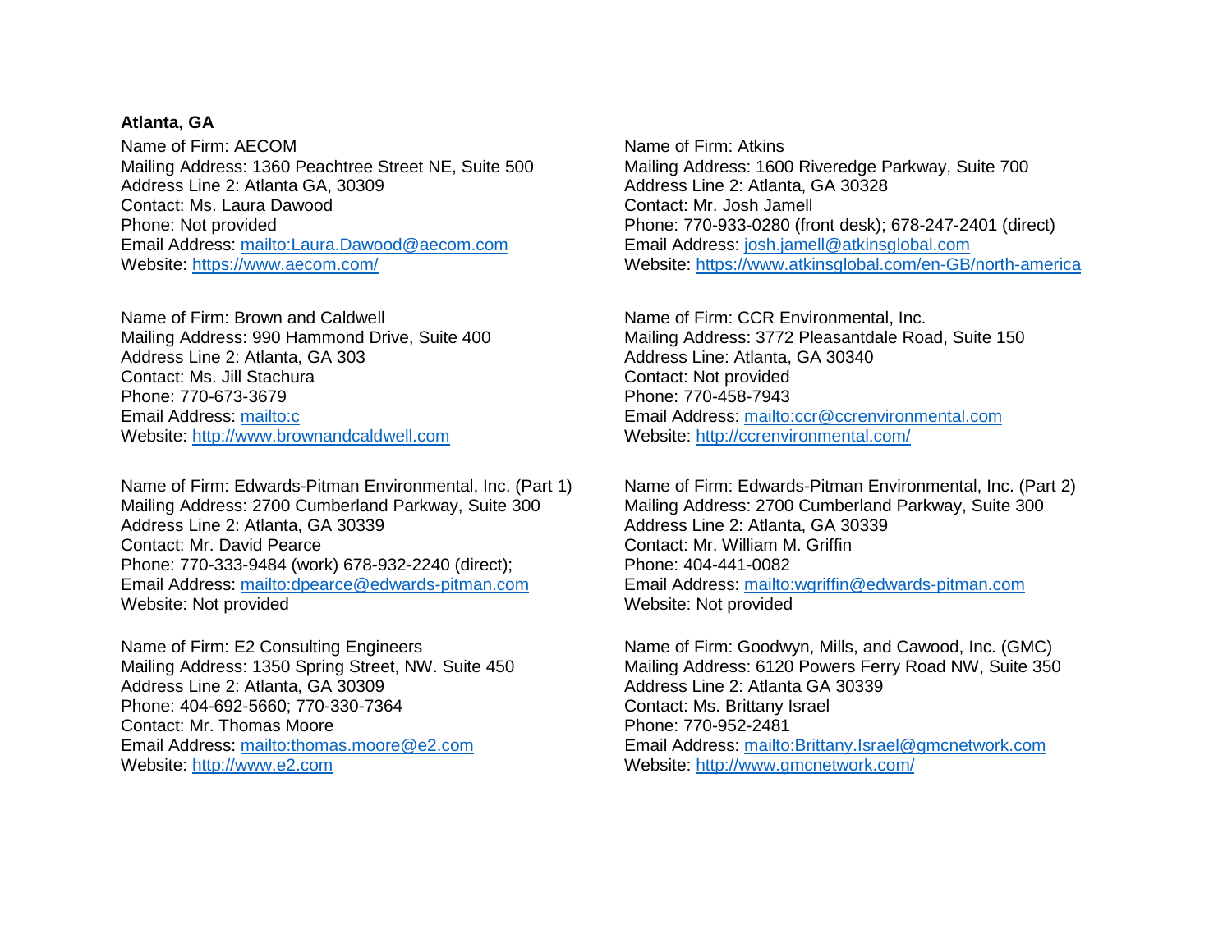**Atlanta, GA**

Name of Firm: AECOM
Mailing Address: 1360 Peachtree Street NE, Suite 500
Address Line 2: Atlanta GA, 30309
Contact: Ms. Laura Dawood
Phone: Not provided
Email Address: mailto:Laura.Dawood@aecom.com
Website: https://www.aecom.com/

Name of Firm: Atkins
Mailing Address: 1600 Riveredge Parkway, Suite 700
Address Line 2: Atlanta, GA 30328
Contact: Mr. Josh Jamell
Phone: 770-933-0280 (front desk); 678-247-2401 (direct)
Email Address: josh.jamell@atkinsglobal.com
Website: https://www.atkinsglobal.com/en-GB/north-america

Name of Firm: Brown and Caldwell
Mailing Address: 990 Hammond Drive, Suite 400
Address Line 2: Atlanta, GA 303
Contact: Ms. Jill Stachura
Phone: 770-673-3679
Email Address: mailto:c
Website: http://www.brownandcaldwell.com

Name of Firm: CCR Environmental, Inc.
Mailing Address: 3772 Pleasantdale Road, Suite 150
Address Line: Atlanta, GA 30340
Contact: Not provided
Phone: 770-458-7943
Email Address: mailto:ccr@ccrenvironmental.com
Website: http://ccrenvironmental.com/

Name of Firm: Edwards-Pitman Environmental, Inc. (Part 1)
Mailing Address: 2700 Cumberland Parkway, Suite 300
Address Line 2: Atlanta, GA 30339
Contact: Mr. David Pearce
Phone: 770-333-9484 (work) 678-932-2240 (direct);
Email Address: mailto:dpearce@edwards-pitman.com
Website: Not provided

Name of Firm: Edwards-Pitman Environmental, Inc. (Part 2)
Mailing Address: 2700 Cumberland Parkway, Suite 300
Address Line 2: Atlanta, GA 30339
Contact: Mr. William M. Griffin
Phone: 404-441-0082
Email Address: mailto:wgriffin@edwards-pitman.com
Website: Not provided

Name of Firm: E2 Consulting Engineers
Mailing Address: 1350 Spring Street, NW. Suite 450
Address Line 2: Atlanta, GA 30309
Phone: 404-692-5660; 770-330-7364
Contact: Mr. Thomas Moore
Email Address: mailto:thomas.moore@e2.com
Website: http://www.e2.com

Name of Firm: Goodwyn, Mills, and Cawood, Inc. (GMC)
Mailing Address: 6120 Powers Ferry Road NW, Suite 350
Address Line 2: Atlanta GA 30339
Contact: Ms. Brittany Israel
Phone: 770-952-2481
Email Address: mailto:Brittany.Israel@gmcnetwork.com
Website: http://www.gmcnetwork.com/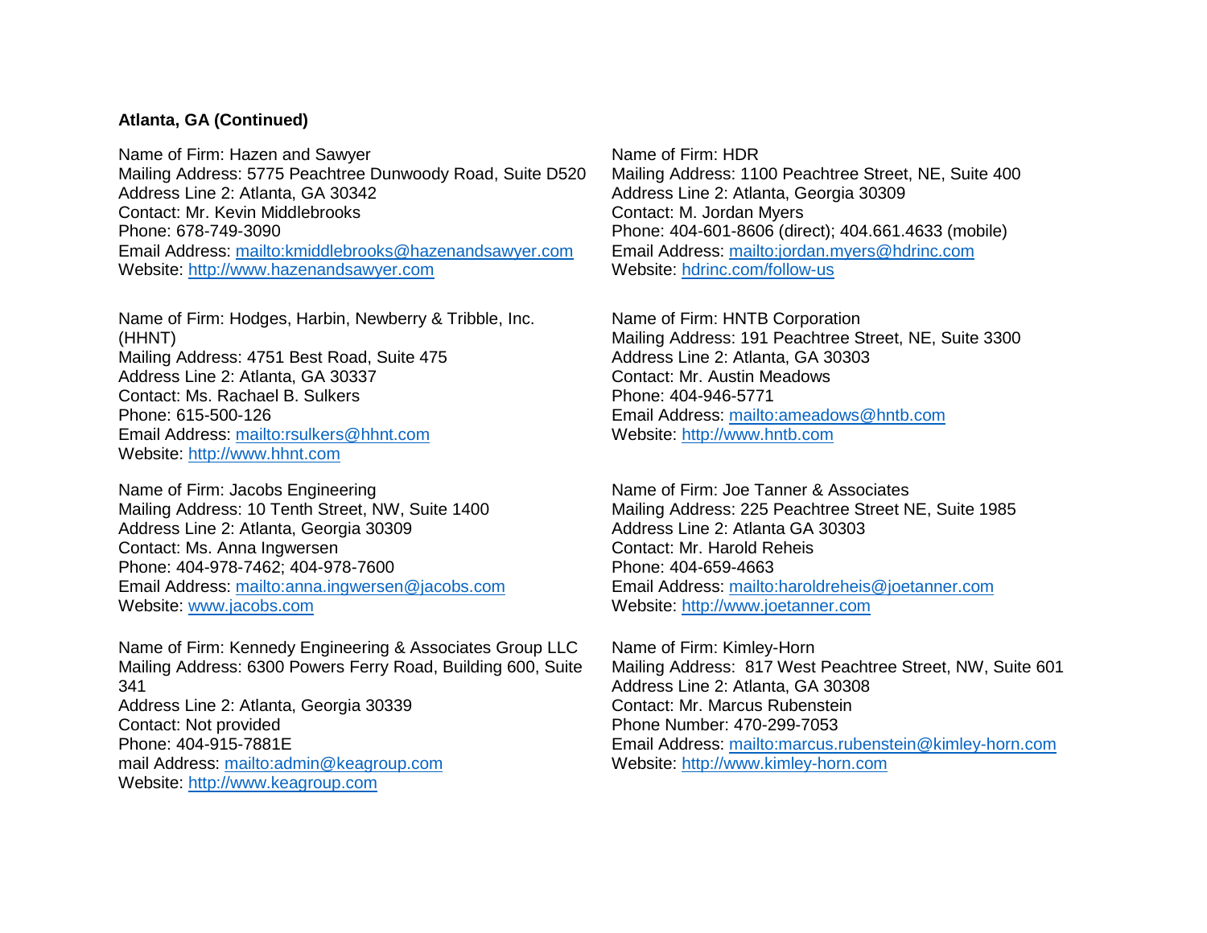**Atlanta, GA (Continued)**

Name of Firm: Hazen and Sawyer
Mailing Address: 5775 Peachtree Dunwoody Road, Suite D520
Address Line 2: Atlanta, GA 30342
Contact: Mr. Kevin Middlebrooks
Phone: 678-749-3090
Email Address: mailto:kmiddlebrooks@hazenandsawyer.com
Website: http://www.hazenandsawyer.com

Name of Firm: HDR
Mailing Address: 1100 Peachtree Street, NE, Suite 400
Address Line 2: Atlanta, Georgia 30309
Contact: M. Jordan Myers
Phone: 404-601-8606 (direct); 404.661.4633 (mobile)
Email Address: mailto:jordan.myers@hdrinc.com
Website: hdrinc.com/follow-us

Name of Firm: Hodges, Harbin, Newberry & Tribble, Inc. (HHNT)
Mailing Address: 4751 Best Road, Suite 475
Address Line 2: Atlanta, GA 30337
Contact: Ms. Rachael B. Sulkers
Phone: 615-500-126
Email Address: mailto:rsulkers@hhnt.com
Website: http://www.hhnt.com

Name of Firm: HNTB Corporation
Mailing Address: 191 Peachtree Street, NE, Suite 3300
Address Line 2: Atlanta, GA 30303
Contact: Mr. Austin Meadows
Phone: 404-946-5771
Email Address: mailto:ameadows@hntb.com
Website: http://www.hntb.com

Name of Firm: Jacobs Engineering
Mailing Address: 10 Tenth Street, NW, Suite 1400
Address Line 2: Atlanta, Georgia 30309
Contact: Ms. Anna Ingwersen
Phone: 404-978-7462; 404-978-7600
Email Address: mailto:anna.ingwersen@jacobs.com
Website: www.jacobs.com

Name of Firm: Joe Tanner & Associates
Mailing Address: 225 Peachtree Street NE, Suite 1985
Address Line 2: Atlanta GA 30303
Contact: Mr. Harold Reheis
Phone: 404-659-4663
Email Address: mailto:haroldreheis@joetanner.com
Website: http://www.joetanner.com

Name of Firm: Kennedy Engineering & Associates Group LLC
Mailing Address: 6300 Powers Ferry Road, Building 600, Suite 341
Address Line 2: Atlanta, Georgia 30339
Contact: Not provided
Phone: 404-915-7881E
mail Address: mailto:admin@keagroup.com
Website: http://www.keagroup.com

Name of Firm: Kimley-Horn
Mailing Address: 817 West Peachtree Street, NW, Suite 601
Address Line 2: Atlanta, GA 30308
Contact: Mr. Marcus Rubenstein
Phone Number: 470-299-7053
Email Address: mailto:marcus.rubenstein@kimley-horn.com
Website: http://www.kimley-horn.com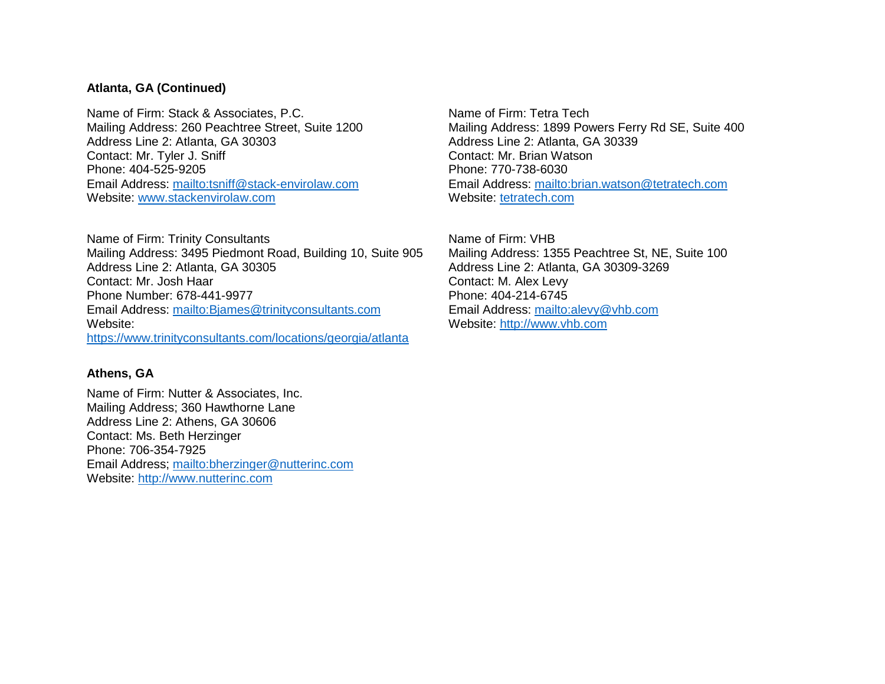**Atlanta, GA (Continued)**

Name of Firm: Stack & Associates, P.C.
Mailing Address: 260 Peachtree Street, Suite 1200
Address Line 2: Atlanta, GA 30303
Contact: Mr. Tyler J. Sniff
Phone: 404-525-9205
Email Address: mailto:tsniff@stack-envirolaw.com
Website: www.stackenvirolaw.com

Name of Firm: Tetra Tech
Mailing Address: 1899 Powers Ferry Rd SE, Suite 400
Address Line 2: Atlanta, GA 30339
Contact: Mr. Brian Watson
Phone: 770-738-6030
Email Address: mailto:brian.watson@tetratech.com
Website: tetratech.com

Name of Firm: Trinity Consultants
Mailing Address: 3495 Piedmont Road, Building 10, Suite 905
Address Line 2: Atlanta, GA 30305
Contact: Mr. Josh Haar
Phone Number: 678-441-9977
Email Address: mailto:Bjames@trinityconsultants.com
Website:
https://www.trinityconsultants.com/locations/georgia/atlanta

Name of Firm: VHB
Mailing Address: 1355 Peachtree St, NE, Suite 100
Address Line 2: Atlanta, GA 30309-3269
Contact: M. Alex Levy
Phone: 404-214-6745
Email Address: mailto:alevy@vhb.com
Website: http://www.vhb.com

**Athens, GA**

Name of Firm: Nutter & Associates, Inc.
Mailing Address; 360 Hawthorne Lane
Address Line 2: Athens, GA 30606
Contact: Ms. Beth Herzinger
Phone: 706-354-7925
Email Address; mailto:bherzinger@nutterinc.com
Website: http://www.nutterinc.com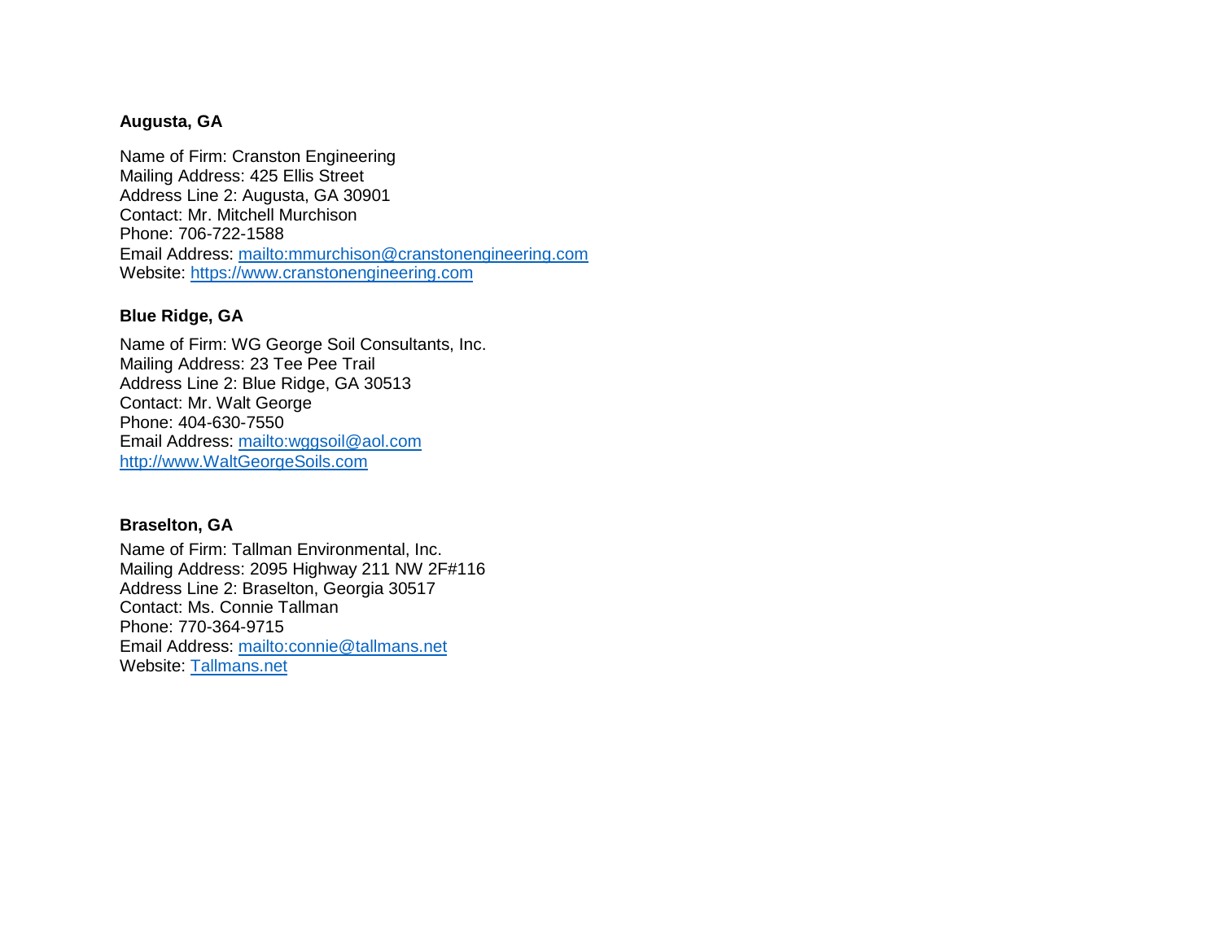**Augusta, GA**

Name of Firm: Cranston Engineering
Mailing Address: 425 Ellis Street
Address Line 2: Augusta, GA 30901
Contact: Mr. Mitchell Murchison
Phone: 706-722-1588
Email Address: mailto:mmurchison@cranstonengineering.com
Website: https://www.cranstonengineering.com

**Blue Ridge, GA**

Name of Firm: WG George Soil Consultants, Inc.
Mailing Address: 23 Tee Pee Trail
Address Line 2: Blue Ridge, GA 30513
Contact: Mr. Walt George
Phone: 404-630-7550
Email Address: mailto:wggsoil@aol.com
http://www.WaltGeorgeSoils.com

**Braselton, GA**

Name of Firm: Tallman Environmental, Inc.
Mailing Address: 2095 Highway 211 NW 2F#116
Address Line 2: Braselton, Georgia 30517
Contact: Ms. Connie Tallman
Phone: 770-364-9715
Email Address: mailto:connie@tallmans.net
Website: Tallmans.net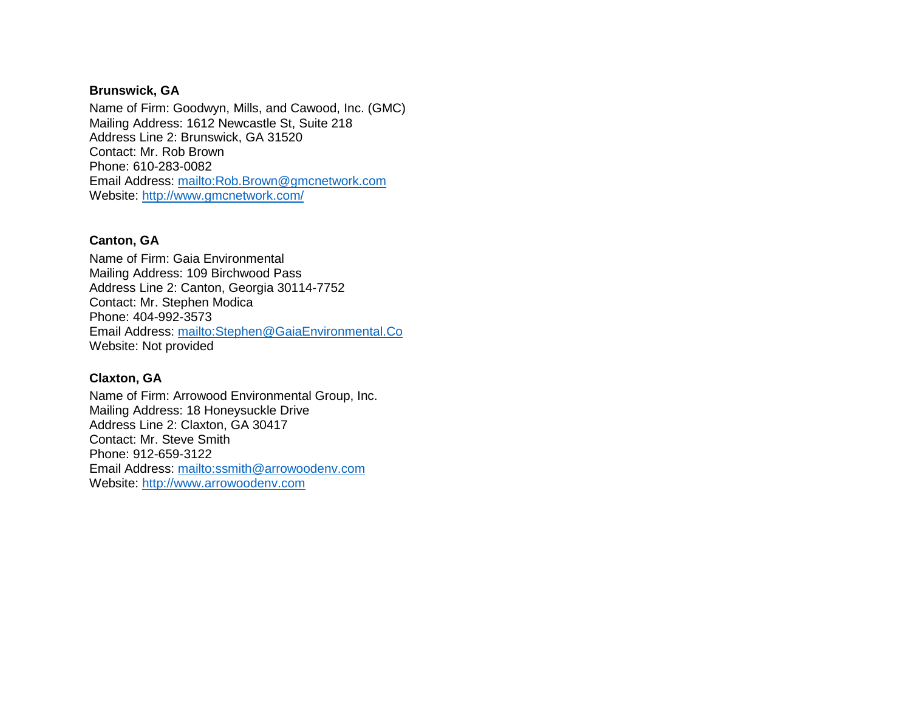**Brunswick, GA**

Name of Firm: Goodwyn, Mills, and Cawood, Inc. (GMC)
Mailing Address: 1612 Newcastle St, Suite 218
Address Line 2: Brunswick, GA 31520
Contact: Mr. Rob Brown
Phone: 610-283-0082
Email Address: mailto:Rob.Brown@gmcnetwork.com
Website: http://www.gmcnetwork.com/

**Canton, GA**

Name of Firm: Gaia Environmental
Mailing Address: 109 Birchwood Pass
Address Line 2: Canton, Georgia 30114-7752
Contact: Mr. Stephen Modica
Phone: 404-992-3573
Email Address: mailto:Stephen@GaiaEnvironmental.Co
Website: Not provided

**Claxton, GA**

Name of Firm: Arrowood Environmental Group, Inc.
Mailing Address: 18 Honeysuckle Drive
Address Line 2: Claxton, GA 30417
Contact: Mr. Steve Smith
Phone: 912-659-3122
Email Address: mailto:ssmith@arrowoodenv.com
Website: http://www.arrowoodenv.com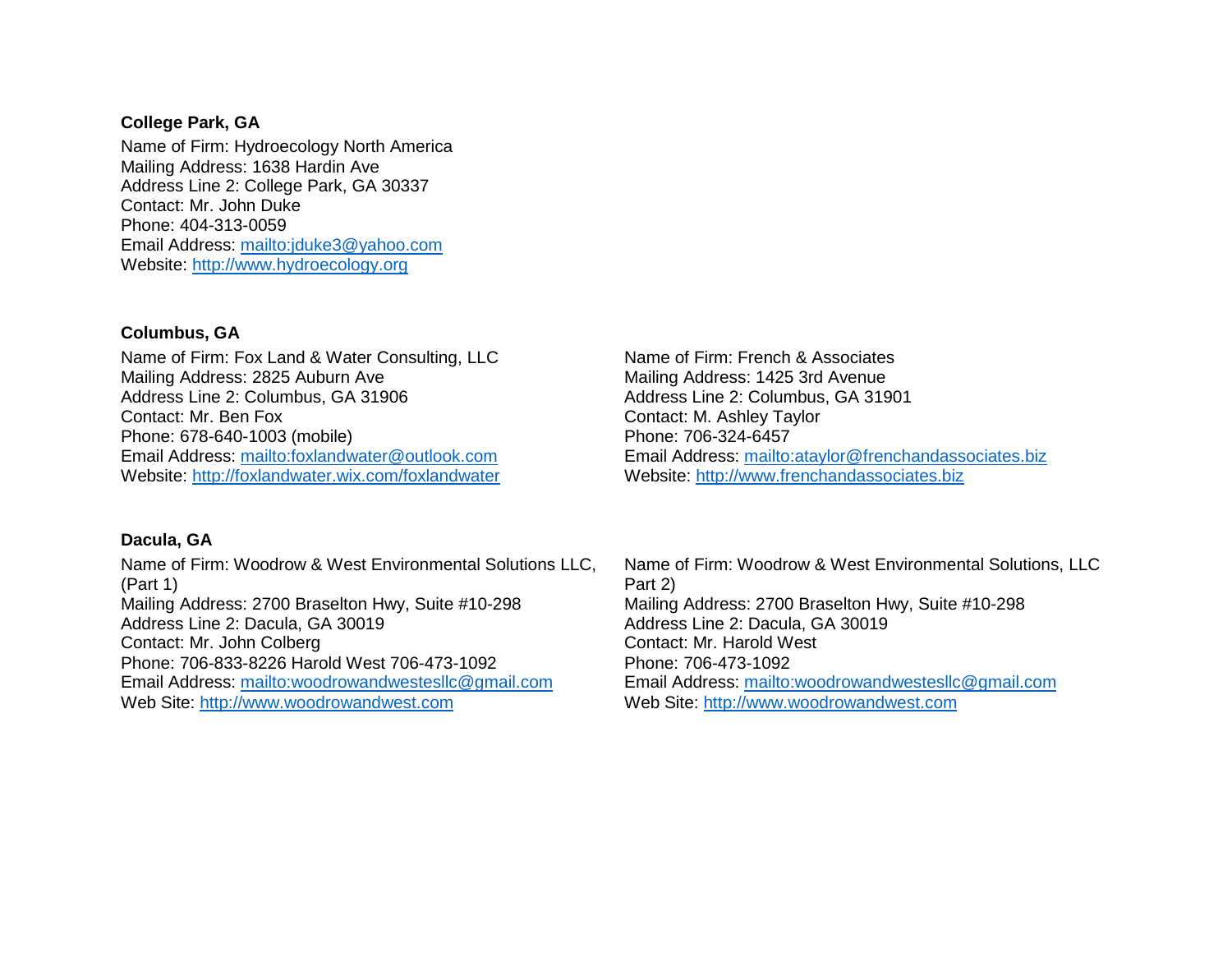**College Park, GA**

Name of Firm: Hydroecology North America
Mailing Address: 1638 Hardin Ave
Address Line 2: College Park, GA 30337
Contact: Mr. John Duke
Phone: 404-313-0059
Email Address: mailto:jduke3@yahoo.com
Website: http://www.hydroecology.org

**Columbus, GA**

Name of Firm: Fox Land & Water Consulting, LLC
Mailing Address: 2825 Auburn Ave
Address Line 2: Columbus, GA 31906
Contact: Mr. Ben Fox
Phone: 678-640-1003 (mobile)
Email Address: mailto:foxlandwater@outlook.com
Website: http://foxlandwater.wix.com/foxlandwater

Name of Firm: French & Associates
Mailing Address: 1425 3rd Avenue
Address Line 2: Columbus, GA 31901
Contact: M. Ashley Taylor
Phone: 706-324-6457
Email Address: mailto:ataylor@frenchandassociates.biz
Website: http://www.frenchandassociates.biz

**Dacula, GA**

Name of Firm: Woodrow & West Environmental Solutions LLC, (Part 1)
Mailing Address: 2700 Braselton Hwy, Suite #10-298
Address Line 2: Dacula, GA 30019
Contact: Mr. John Colberg
Phone: 706-833-8226 Harold West 706-473-1092
Email Address: mailto:woodrowandwestesllc@gmail.com
Web Site: http://www.woodrowandwest.com

Name of Firm: Woodrow & West Environmental Solutions, LLC Part 2)
Mailing Address: 2700 Braselton Hwy, Suite #10-298
Address Line 2: Dacula, GA 30019
Contact: Mr. Harold West
Phone: 706-473-1092
Email Address: mailto:woodrowandwestesllc@gmail.com
Web Site: http://www.woodrowandwest.com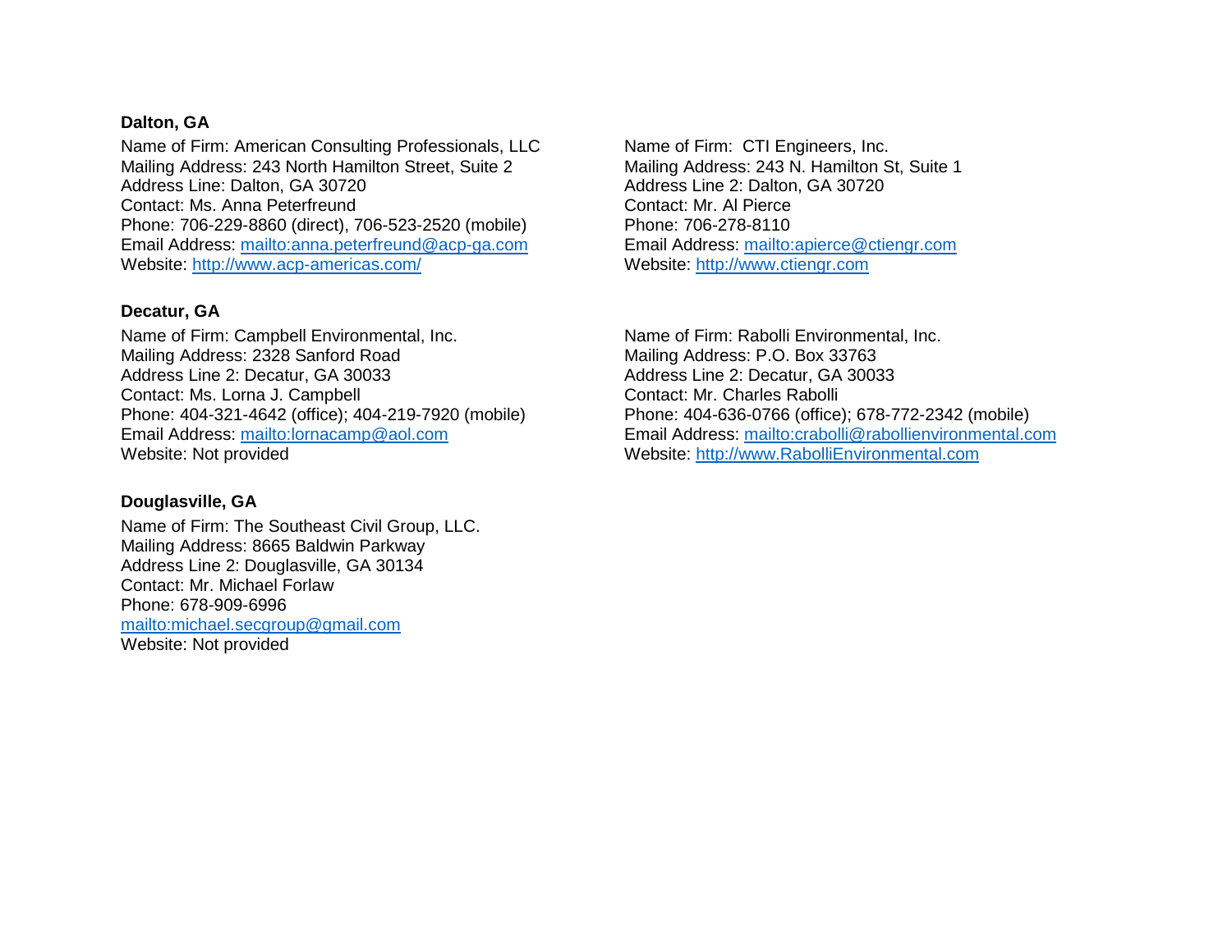**Dalton, GA**

Name of Firm: American Consulting Professionals, LLC
Mailing Address: 243 North Hamilton Street, Suite 2
Address Line: Dalton, GA 30720
Contact: Ms. Anna Peterfreund
Phone: 706-229-8860 (direct), 706-523-2520 (mobile)
Email Address: mailto:anna.peterfreund@acp-ga.com
Website: http://www.acp-americas.com/

Name of Firm: CTI Engineers, Inc.
Mailing Address: 243 N. Hamilton St, Suite 1
Address Line 2: Dalton, GA 30720
Contact: Mr. Al Pierce
Phone: 706-278-8110
Email Address: mailto:apierce@ctiengr.com
Website: http://www.ctiengr.com

**Decatur, GA**

Name of Firm: Campbell Environmental, Inc.
Mailing Address: 2328 Sanford Road
Address Line 2: Decatur, GA 30033
Contact: Ms. Lorna J. Campbell
Phone: 404-321-4642 (office); 404-219-7920 (mobile)
Email Address: mailto:lornacamp@aol.com
Website: Not provided

Name of Firm: Rabolli Environmental, Inc.
Mailing Address: P.O. Box 33763
Address Line 2: Decatur, GA 30033
Contact: Mr. Charles Rabolli
Phone: 404-636-0766 (office); 678-772-2342 (mobile)
Email Address: mailto:crabolli@rabollienvironmental.com
Website: http://www.RabolliEnvironmental.com

**Douglasville, GA**

Name of Firm: The Southeast Civil Group, LLC.
Mailing Address: 8665 Baldwin Parkway
Address Line 2: Douglasville, GA 30134
Contact: Mr. Michael Forlaw
Phone: 678-909-6996
mailto:michael.secgroup@gmail.com
Website: Not provided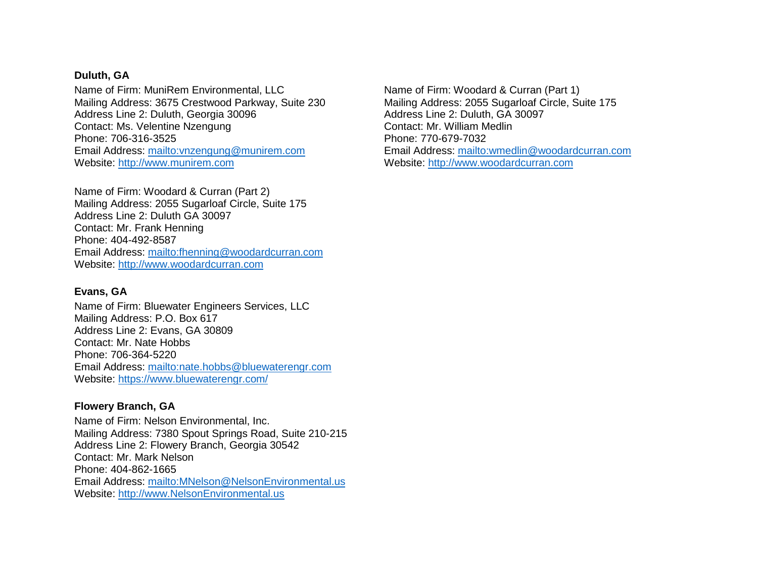**Duluth, GA**

Name of Firm: MuniRem Environmental, LLC
Mailing Address: 3675 Crestwood Parkway, Suite 230
Address Line 2: Duluth, Georgia 30096
Contact: Ms. Velentine Nzengung
Phone: 706-316-3525
Email Address: mailto:vnzengung@munirem.com
Website: http://www.munirem.com

Name of Firm: Woodard & Curran (Part 1)
Mailing Address: 2055 Sugarloaf Circle, Suite 175
Address Line 2: Duluth, GA 30097
Contact: Mr. William Medlin
Phone: 770-679-7032
Email Address: mailto:wmedlin@woodardcurran.com
Website: http://www.woodardcurran.com

Name of Firm: Woodard & Curran (Part 2)
Mailing Address: 2055 Sugarloaf Circle, Suite 175
Address Line 2: Duluth GA 30097
Contact: Mr. Frank Henning
Phone: 404-492-8587
Email Address: mailto:fhenning@woodardcurran.com
Website: http://www.woodardcurran.com

**Evans, GA**

Name of Firm: Bluewater Engineers Services, LLC
Mailing Address: P.O. Box 617
Address Line 2: Evans, GA 30809
Contact: Mr. Nate Hobbs
Phone: 706-364-5220
Email Address: mailto:nate.hobbs@bluewaterengr.com
Website: https://www.bluewaterengr.com/

**Flowery Branch, GA**

Name of Firm: Nelson Environmental, Inc.
Mailing Address: 7380 Spout Springs Road, Suite 210-215
Address Line 2: Flowery Branch, Georgia 30542
Contact: Mr. Mark Nelson
Phone: 404-862-1665
Email Address: mailto:MNelson@NelsonEnvironmental.us
Website: http://www.NelsonEnvironmental.us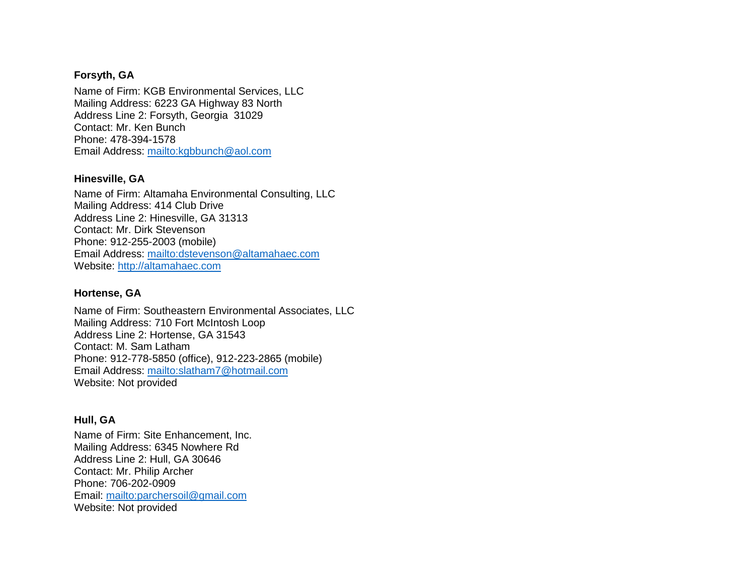**Forsyth, GA**

Name of Firm: KGB Environmental Services, LLC
Mailing Address: 6223 GA Highway 83 North
Address Line 2: Forsyth, Georgia  31029
Contact: Mr. Ken Bunch
Phone: 478-394-1578
Email Address: mailto:kgbbunch@aol.com

**Hinesville, GA**

Name of Firm: Altamaha Environmental Consulting, LLC
Mailing Address: 414 Club Drive
Address Line 2: Hinesville, GA 31313
Contact: Mr. Dirk Stevenson
Phone: 912-255-2003 (mobile)
Email Address: mailto:dstevenson@altamahaec.com
Website: http://altamahaec.com

**Hortense, GA**

Name of Firm: Southeastern Environmental Associates, LLC
Mailing Address: 710 Fort McIntosh Loop
Address Line 2: Hortense, GA 31543
Contact: M. Sam Latham
Phone: 912-778-5850 (office), 912-223-2865 (mobile)
Email Address: mailto:slatham7@hotmail.com
Website: Not provided

**Hull, GA**

Name of Firm: Site Enhancement, Inc.
Mailing Address: 6345 Nowhere Rd
Address Line 2: Hull, GA 30646
Contact: Mr. Philip Archer
Phone: 706-202-0909
Email: mailto:parchersoil@gmail.com
Website: Not provided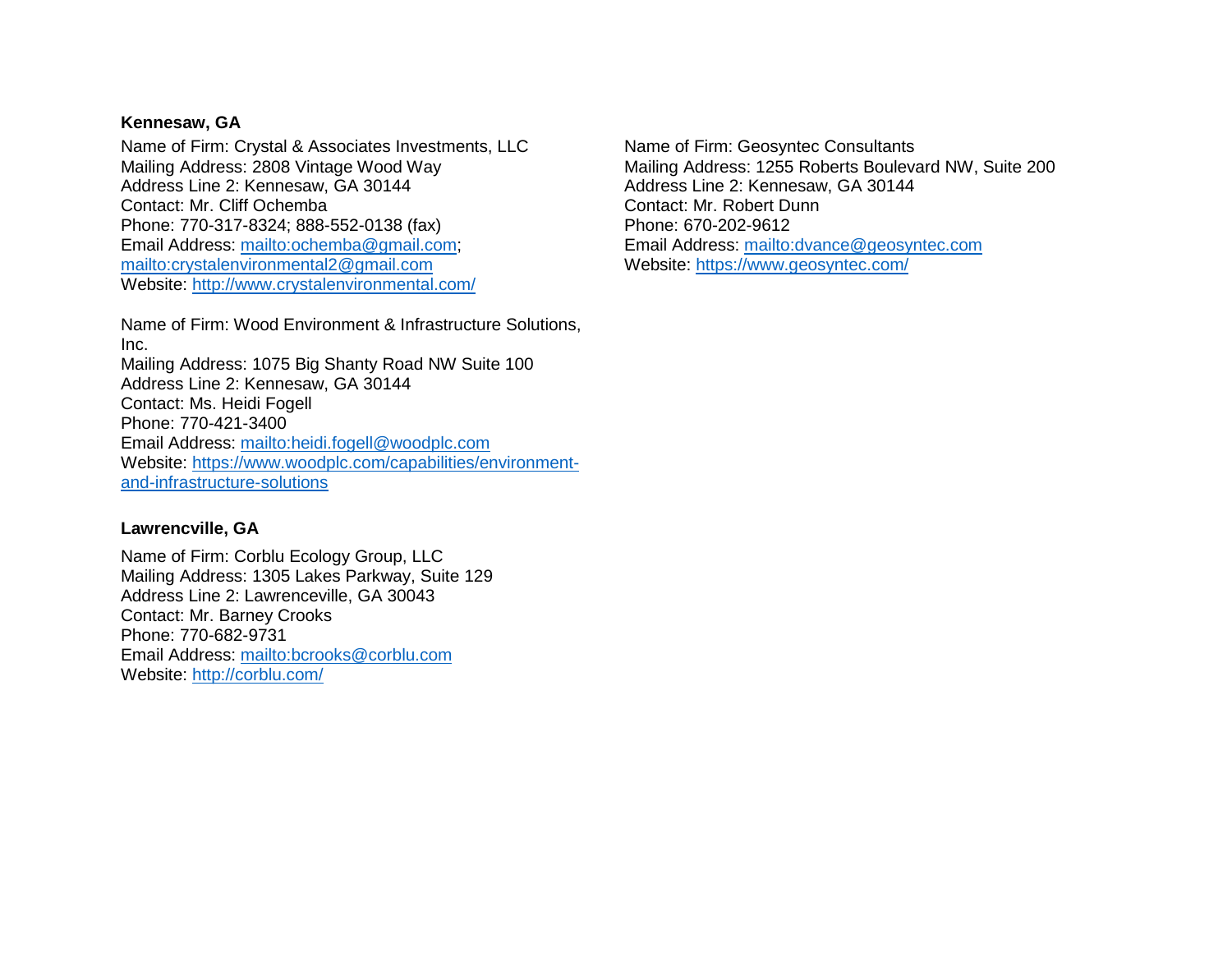**Kennesaw, GA**

Name of Firm: Crystal & Associates Investments, LLC
Mailing Address: 2808 Vintage Wood Way
Address Line 2: Kennesaw, GA 30144
Contact: Mr. Cliff Ochemba
Phone: 770-317-8324; 888-552-0138 (fax)
Email Address: mailto:ochemba@gmail.com; mailto:crystalenvironmental2@gmail.com
Website: http://www.crystalenvironmental.com/

Name of Firm: Wood Environment & Infrastructure Solutions, Inc.
Mailing Address: 1075 Big Shanty Road NW Suite 100
Address Line 2: Kennesaw, GA 30144
Contact: Ms. Heidi Fogell
Phone: 770-421-3400
Email Address: mailto:heidi.fogell@woodplc.com
Website: https://www.woodplc.com/capabilities/environment-and-infrastructure-solutions

Name of Firm: Geosyntec Consultants
Mailing Address: 1255 Roberts Boulevard NW, Suite 200
Address Line 2: Kennesaw, GA 30144
Contact: Mr. Robert Dunn
Phone: 670-202-9612
Email Address: mailto:dvance@geosyntec.com
Website: https://www.geosyntec.com/

**Lawrencville, GA**

Name of Firm: Corblu Ecology Group, LLC
Mailing Address: 1305 Lakes Parkway, Suite 129
Address Line 2: Lawrenceville, GA 30043
Contact: Mr. Barney Crooks
Phone: 770-682-9731
Email Address: mailto:bcrooks@corblu.com
Website: http://corblu.com/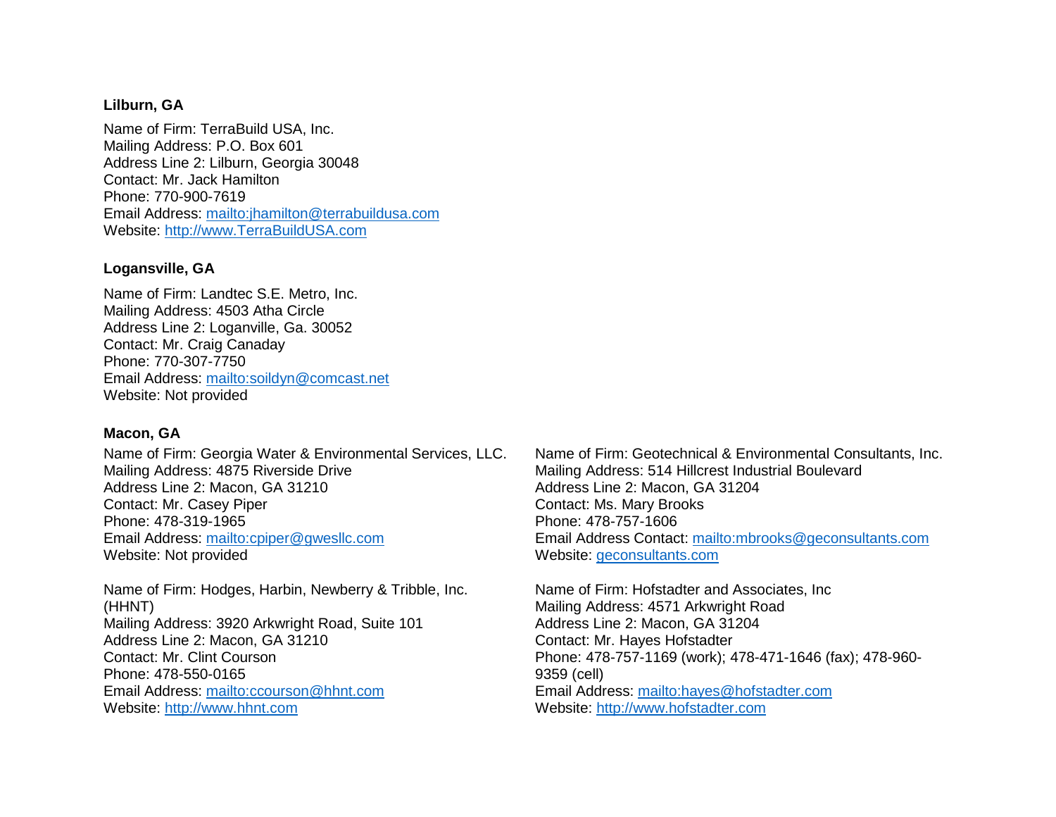**Lilburn, GA**

Name of Firm: TerraBuild USA, Inc.
Mailing Address: P.O. Box 601
Address Line 2: Lilburn, Georgia 30048
Contact: Mr. Jack Hamilton
Phone: 770-900-7619
Email Address: mailto:jhamilton@terrabuildusa.com
Website: http://www.TerraBuildUSA.com

**Logansville, GA**

Name of Firm: Landtec S.E. Metro, Inc.
Mailing Address: 4503 Atha Circle
Address Line 2: Loganville, Ga. 30052
Contact: Mr. Craig Canaday
Phone: 770-307-7750
Email Address: mailto:soildyn@comcast.net
Website: Not provided

**Macon, GA**

Name of Firm: Georgia Water & Environmental Services, LLC.
Mailing Address: 4875 Riverside Drive
Address Line 2: Macon, GA 31210
Contact: Mr. Casey Piper
Phone: 478-319-1965
Email Address: mailto:cpiper@gwesllc.com
Website: Not provided

Name of Firm: Hodges, Harbin, Newberry & Tribble, Inc. (HHNT)
Mailing Address: 3920 Arkwright Road, Suite 101
Address Line 2: Macon, GA 31210
Contact: Mr. Clint Courson
Phone: 478-550-0165
Email Address: mailto:ccourson@hhnt.com
Website: http://www.hhnt.com

Name of Firm: Geotechnical & Environmental Consultants, Inc.
Mailing Address: 514 Hillcrest Industrial Boulevard
Address Line 2: Macon, GA 31204
Contact: Ms. Mary Brooks
Phone: 478-757-1606
Email Address Contact: mailto:mbrooks@geconsultants.com
Website: geconsultants.com

Name of Firm: Hofstadter and Associates, Inc
Mailing Address: 4571 Arkwright Road
Address Line 2: Macon, GA 31204
Contact: Mr. Hayes Hofstadter
Phone: 478-757-1169 (work); 478-471-1646 (fax); 478-960-9359 (cell)
Email Address: mailto:hayes@hofstadter.com
Website: http://www.hofstadter.com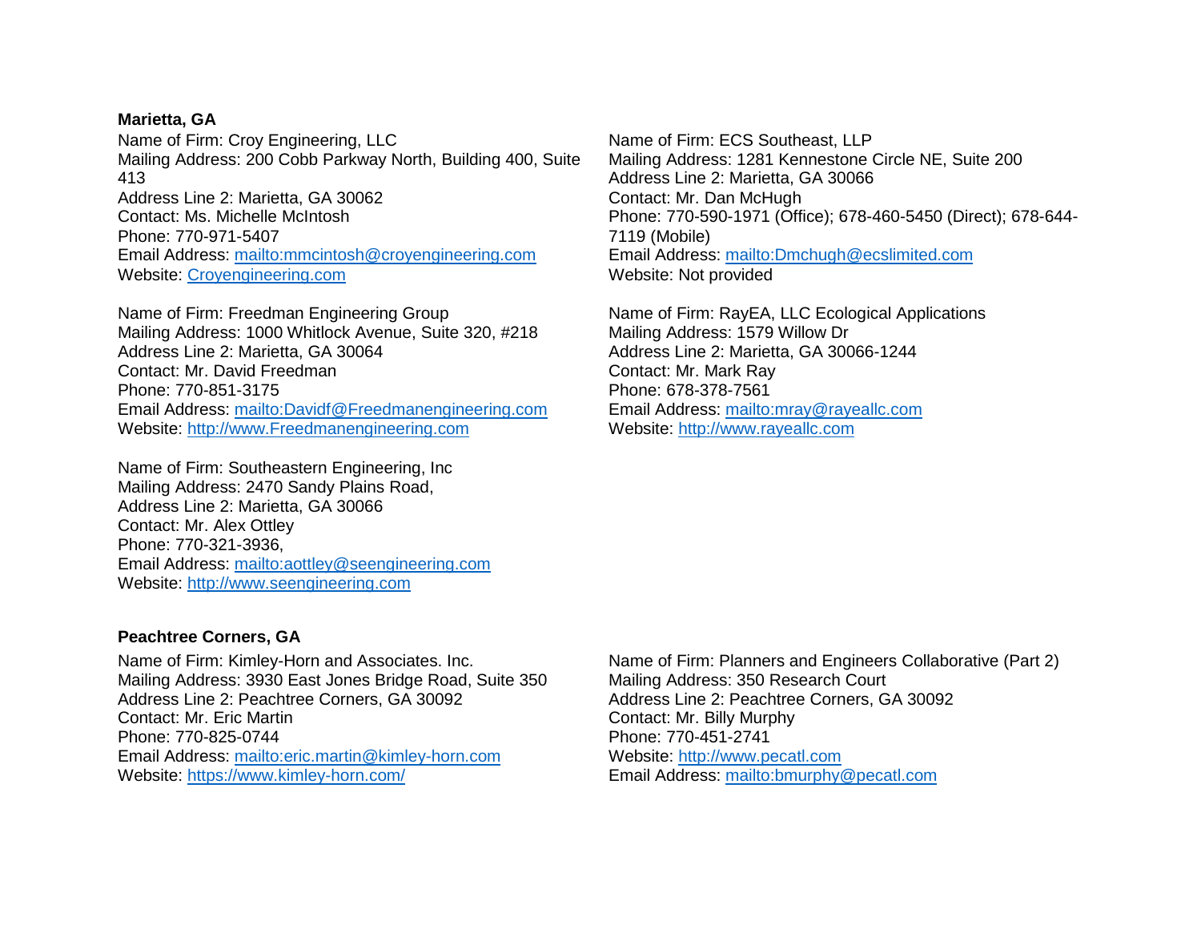**Marietta, GA**

Name of Firm: Croy Engineering, LLC
Mailing Address: 200 Cobb Parkway North, Building 400, Suite 413
Address Line 2: Marietta, GA 30062
Contact: Ms. Michelle McIntosh
Phone: 770-971-5407
Email Address: mailto:mmcintosh@croyengineering.com
Website: Croyengineering.com

Name of Firm: Freedman Engineering Group
Mailing Address: 1000 Whitlock Avenue, Suite 320, #218
Address Line 2: Marietta, GA 30064
Contact: Mr. David Freedman
Phone: 770-851-3175
Email Address: mailto:Davidf@Freedmanengineering.com
Website: http://www.Freedmanengineering.com

Name of Firm: Southeastern Engineering, Inc
Mailing Address: 2470 Sandy Plains Road,
Address Line 2: Marietta, GA 30066
Contact: Mr. Alex Ottley
Phone: 770-321-3936,
Email Address: mailto:aottley@seengineering.com
Website: http://www.seengineering.com

Name of Firm: ECS Southeast, LLP
Mailing Address: 1281 Kennestone Circle NE, Suite 200
Address Line 2: Marietta, GA 30066
Contact: Mr. Dan McHugh
Phone: 770-590-1971 (Office); 678-460-5450 (Direct); 678-644-7119 (Mobile)
Email Address: mailto:Dmchugh@ecslimited.com
Website: Not provided

Name of Firm: RayEA, LLC Ecological Applications
Mailing Address: 1579 Willow Dr
Address Line 2: Marietta, GA 30066-1244
Contact: Mr. Mark Ray
Phone: 678-378-7561
Email Address: mailto:mray@rayeallc.com
Website: http://www.rayeallc.com

**Peachtree Corners, GA**

Name of Firm: Kimley-Horn and Associates. Inc.
Mailing Address: 3930 East Jones Bridge Road, Suite 350
Address Line 2: Peachtree Corners, GA 30092
Contact: Mr. Eric Martin
Phone: 770-825-0744
Email Address: mailto:eric.martin@kimley-horn.com
Website: https://www.kimley-horn.com/

Name of Firm: Planners and Engineers Collaborative (Part 2)
Mailing Address: 350 Research Court
Address Line 2: Peachtree Corners, GA 30092
Contact: Mr. Billy Murphy
Phone: 770-451-2741
Website: http://www.pecatl.com
Email Address: mailto:bmurphy@pecatl.com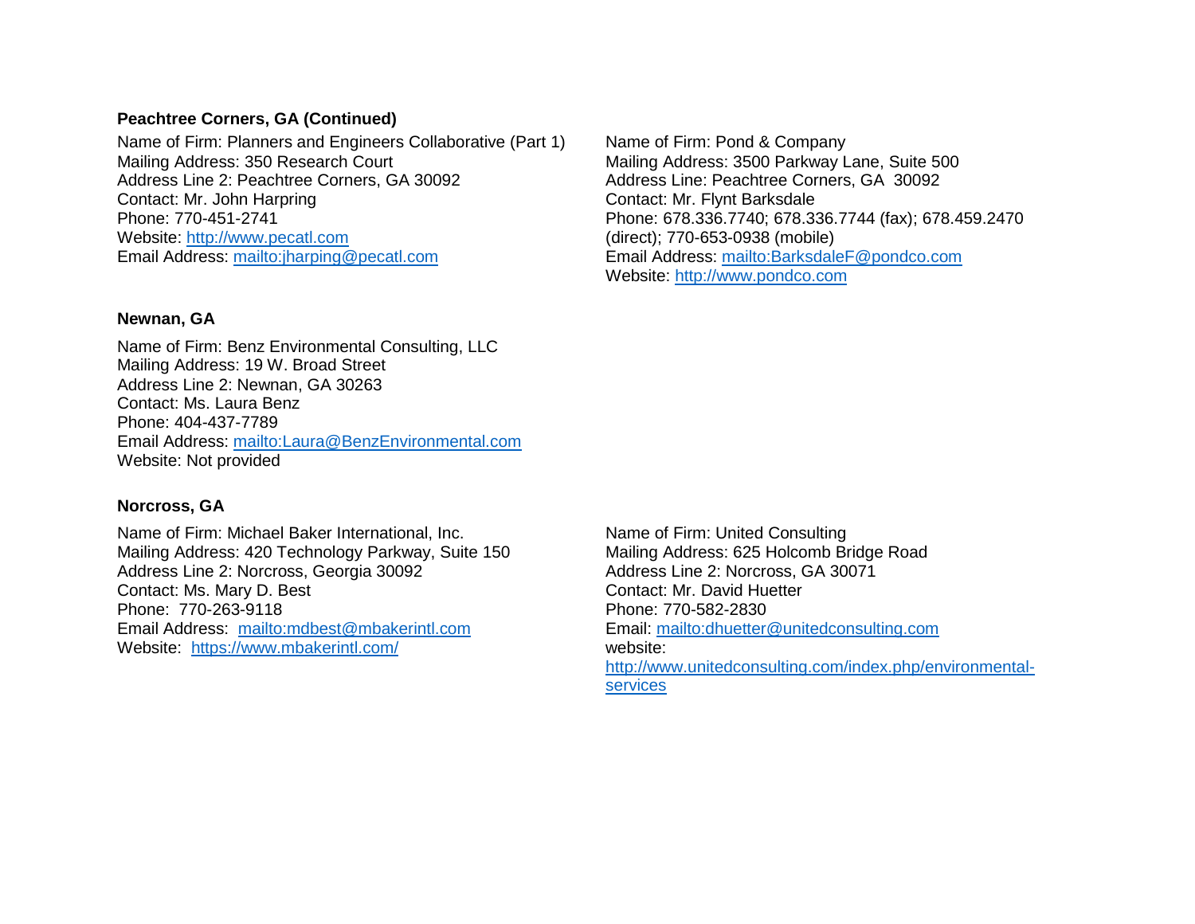**Peachtree Corners, GA (Continued)**

Name of Firm: Planners and Engineers Collaborative (Part 1)
Mailing Address: 350 Research Court
Address Line 2: Peachtree Corners, GA 30092
Contact: Mr. John Harpring
Phone: 770-451-2741
Website: http://www.pecatl.com
Email Address: mailto:jharping@pecatl.com

Name of Firm: Pond & Company
Mailing Address: 3500 Parkway Lane, Suite 500
Address Line: Peachtree Corners, GA 30092
Contact: Mr. Flynt Barksdale
Phone: 678.336.7740; 678.336.7744 (fax); 678.459.2470 (direct); 770-653-0938 (mobile)
Email Address: mailto:BarksdaleF@pondco.com
Website: http://www.pondco.com

**Newnan, GA**

Name of Firm: Benz Environmental Consulting, LLC
Mailing Address: 19 W. Broad Street
Address Line 2: Newnan, GA 30263
Contact: Ms. Laura Benz
Phone: 404-437-7789
Email Address: mailto:Laura@BenzEnvironmental.com
Website: Not provided

**Norcross, GA**

Name of Firm: Michael Baker International, Inc.
Mailing Address: 420 Technology Parkway, Suite 150
Address Line 2: Norcross, Georgia 30092
Contact: Ms. Mary D. Best
Phone: 770-263-9118
Email Address: mailto:mdbest@mbakerintl.com
Website: https://www.mbakerintl.com/

Name of Firm: United Consulting
Mailing Address: 625 Holcomb Bridge Road
Address Line 2: Norcross, GA 30071
Contact: Mr. David Huetter
Phone: 770-582-2830
Email: mailto:dhuetter@unitedconsulting.com
website:
http://www.unitedconsulting.com/index.php/environmental-services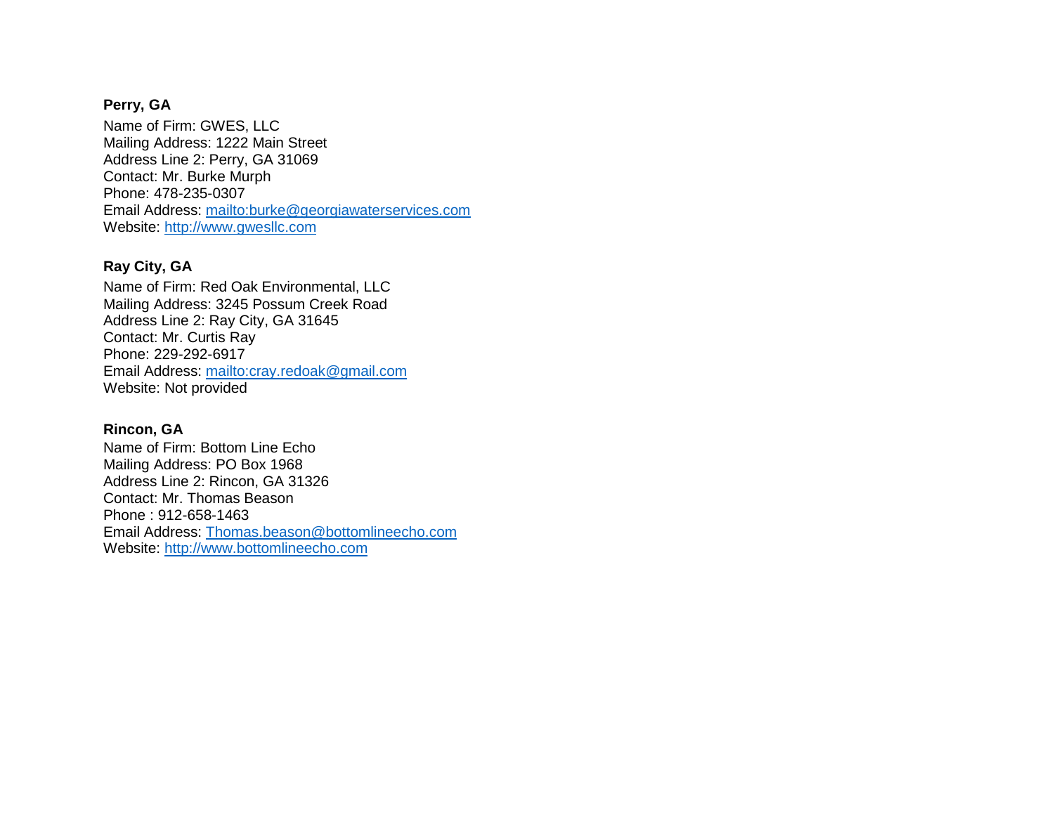**Perry, GA**

Name of Firm: GWES, LLC
Mailing Address: 1222 Main Street
Address Line 2: Perry, GA 31069
Contact: Mr. Burke Murph
Phone: 478-235-0307
Email Address: mailto:burke@georgiawaterservices.com
Website: http://www.gwesllc.com

**Ray City, GA**

Name of Firm: Red Oak Environmental, LLC
Mailing Address: 3245 Possum Creek Road
Address Line 2: Ray City, GA 31645
Contact: Mr. Curtis Ray
Phone: 229-292-6917
Email Address: mailto:cray.redoak@gmail.com
Website: Not provided

**Rincon, GA**

Name of Firm: Bottom Line Echo
Mailing Address: PO Box 1968
Address Line 2: Rincon, GA 31326
Contact: Mr. Thomas Beason
Phone : 912-658-1463
Email Address: Thomas.beason@bottomlineecho.com
Website: http://www.bottomlineecho.com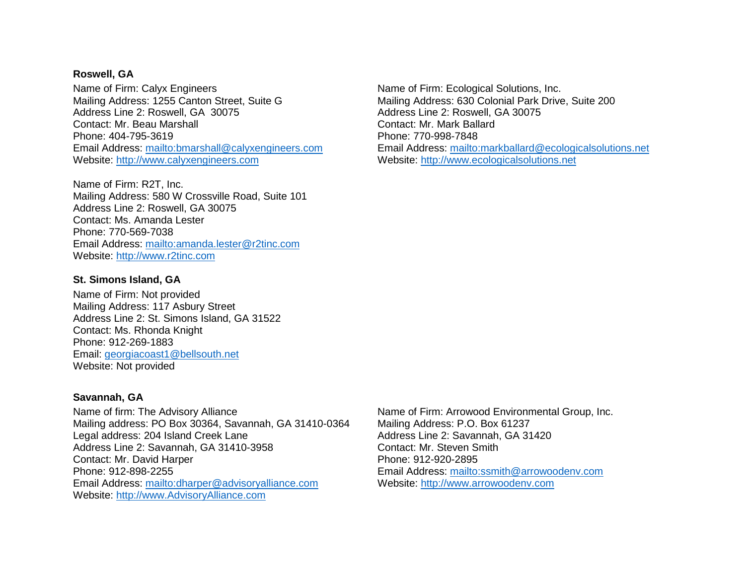**Roswell, GA**

Name of Firm: Calyx Engineers
Mailing Address: 1255 Canton Street, Suite G
Address Line 2: Roswell, GA 30075
Contact: Mr. Beau Marshall
Phone: 404-795-3619
Email Address: mailto:bmarshall@calyxengineers.com
Website: http://www.calyxengineers.com

Name of Firm: Ecological Solutions, Inc.
Mailing Address: 630 Colonial Park Drive, Suite 200
Address Line 2: Roswell, GA 30075
Contact: Mr. Mark Ballard
Phone: 770-998-7848
Email Address: mailto:markballard@ecologicalsolutions.net
Website: http://www.ecologicalsolutions.net

Name of Firm: R2T, Inc.
Mailing Address: 580 W Crossville Road, Suite 101
Address Line 2: Roswell, GA 30075
Contact: Ms. Amanda Lester
Phone: 770-569-7038
Email Address: mailto:amanda.lester@r2tinc.com
Website: http://www.r2tinc.com

**St. Simons Island, GA**

Name of Firm: Not provided
Mailing Address: 117 Asbury Street
Address Line 2: St. Simons Island, GA 31522
Contact: Ms. Rhonda Knight
Phone: 912-269-1883
Email: georgiacoast1@bellsouth.net
Website: Not provided

**Savannah, GA**

Name of firm: The Advisory Alliance
Mailing address: PO Box 30364, Savannah, GA 31410-0364
Legal address: 204 Island Creek Lane
Address Line 2: Savannah, GA 31410-3958
Contact: Mr. David Harper
Phone: 912-898-2255
Email Address: mailto:dharper@advisoryalliance.com
Website: http://www.AdvisoryAlliance.com

Name of Firm: Arrowood Environmental Group, Inc.
Mailing Address: P.O. Box 61237
Address Line 2: Savannah, GA 31420
Contact: Mr. Steven Smith
Phone: 912-920-2895
Email Address: mailto:ssmith@arrowoodenv.com
Website: http://www.arrowoodenv.com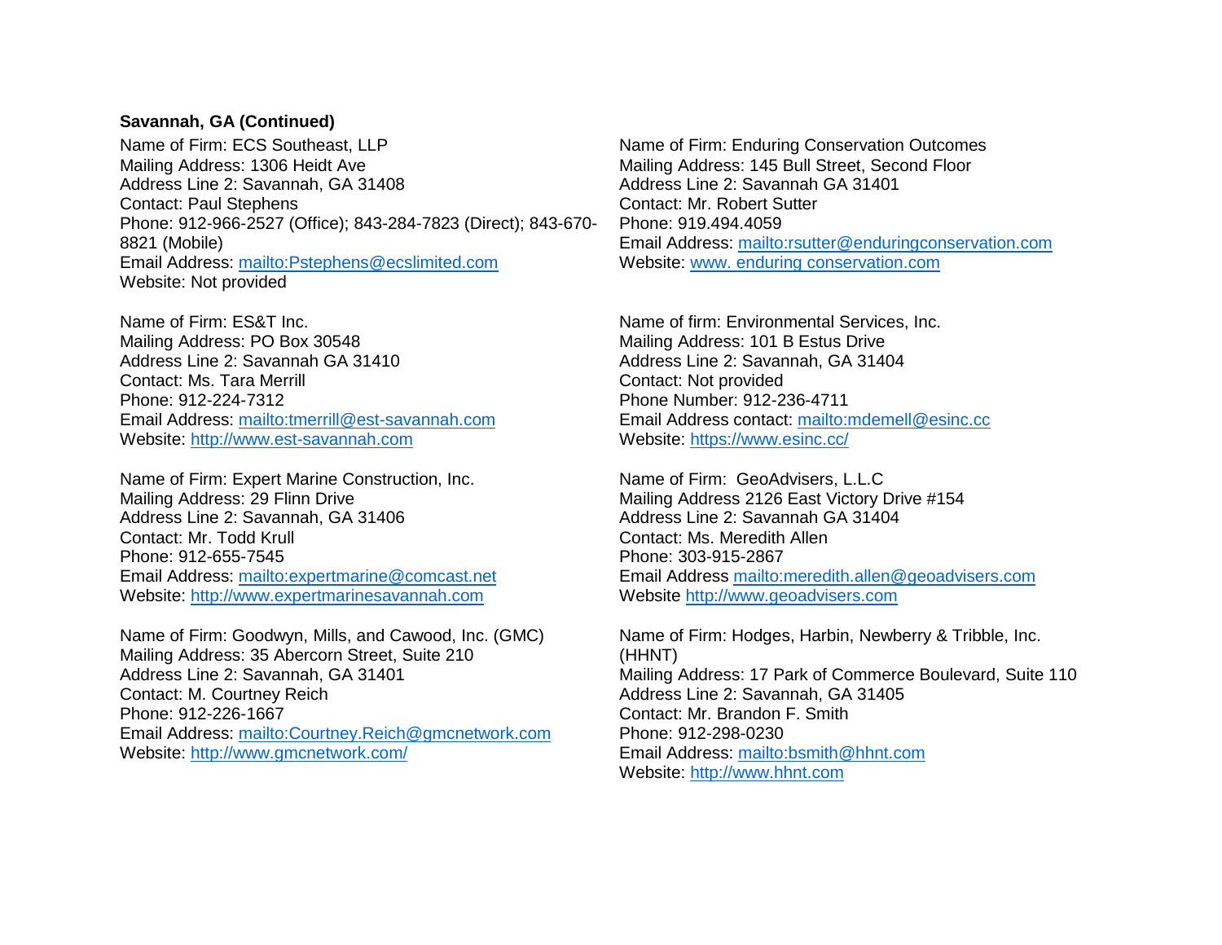**Savannah, GA (Continued)**

Name of Firm: ECS Southeast, LLP
Mailing Address: 1306 Heidt Ave
Address Line 2: Savannah, GA 31408
Contact: Paul Stephens
Phone: 912-966-2527 (Office); 843-284-7823 (Direct); 843-670-8821 (Mobile)
Email Address: mailto:Pstephens@ecslimited.com
Website: Not provided

Name of Firm: ES&T Inc.
Mailing Address: PO Box 30548
Address Line 2: Savannah GA 31410
Contact: Ms. Tara Merrill
Phone: 912-224-7312
Email Address: mailto:tmerrill@est-savannah.com
Website: http://www.est-savannah.com

Name of Firm: Expert Marine Construction, Inc.
Mailing Address: 29 Flinn Drive
Address Line 2: Savannah, GA 31406
Contact: Mr. Todd Krull
Phone: 912-655-7545
Email Address: mailto:expertmarine@comcast.net
Website: http://www.expertmarinesavannah.com

Name of Firm: Goodwyn, Mills, and Cawood, Inc. (GMC)
Mailing Address: 35 Abercorn Street, Suite 210
Address Line 2: Savannah, GA 31401
Contact: M. Courtney Reich
Phone: 912-226-1667
Email Address: mailto:Courtney.Reich@gmcnetwork.com
Website: http://www.gmcnetwork.com/

Name of Firm: Enduring Conservation Outcomes
Mailing Address: 145 Bull Street, Second Floor
Address Line 2: Savannah GA 31401
Contact: Mr. Robert Sutter
Phone: 919.494.4059
Email Address: mailto:rsutter@enduringconservation.com
Website: www. enduring conservation.com

Name of firm: Environmental Services, Inc.
Mailing Address: 101 B Estus Drive
Address Line 2: Savannah, GA 31404
Contact: Not provided
Phone Number: 912-236-4711
Email Address contact: mailto:mdemell@esinc.cc
Website: https://www.esinc.cc/

Name of Firm: GeoAdvisers, L.L.C
Mailing Address 2126 East Victory Drive #154
Address Line 2: Savannah GA 31404
Contact: Ms. Meredith Allen
Phone: 303-915-2867
Email Address mailto:meredith.allen@geoadvisers.com
Website http://www.geoadvisers.com

Name of Firm: Hodges, Harbin, Newberry & Tribble, Inc. (HHNT)
Mailing Address: 17 Park of Commerce Boulevard, Suite 110
Address Line 2: Savannah, GA 31405
Contact: Mr. Brandon F. Smith
Phone: 912-298-0230
Email Address: mailto:bsmith@hhnt.com
Website: http://www.hhnt.com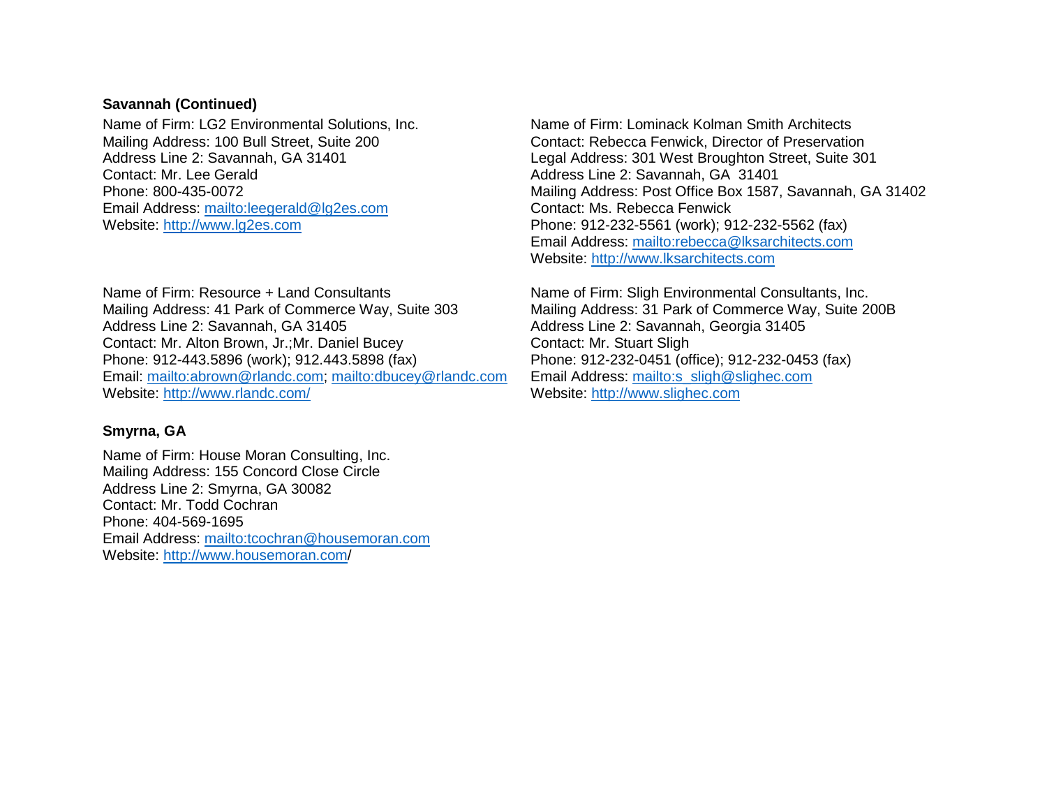**Savannah (Continued)**

Name of Firm: LG2 Environmental Solutions, Inc.
Mailing Address: 100 Bull Street, Suite 200
Address Line 2: Savannah, GA 31401
Contact: Mr. Lee Gerald
Phone: 800-435-0072
Email Address: mailto:leegerald@lg2es.com
Website: http://www.lg2es.com

Name of Firm: Lominack Kolman Smith Architects
Contact: Rebecca Fenwick, Director of Preservation
Legal Address: 301 West Broughton Street, Suite 301
Address Line 2: Savannah, GA 31401
Mailing Address: Post Office Box 1587, Savannah, GA 31402
Contact: Ms. Rebecca Fenwick
Phone: 912-232-5561 (work); 912-232-5562 (fax)
Email Address: mailto:rebecca@lksarchitects.com
Website: http://www.lksarchitects.com

Name of Firm: Resource + Land Consultants
Mailing Address: 41 Park of Commerce Way, Suite 303
Address Line 2: Savannah, GA 31405
Contact: Mr. Alton Brown, Jr.;Mr. Daniel Bucey
Phone: 912-443.5896 (work); 912.443.5898 (fax)
Email: mailto:abrown@rlandc.com; mailto:dbucey@rlandc.com
Website: http://www.rlandc.com/

Name of Firm: Sligh Environmental Consultants, Inc.
Mailing Address: 31 Park of Commerce Way, Suite 200B
Address Line 2: Savannah, Georgia 31405
Contact: Mr. Stuart Sligh
Phone: 912-232-0451 (office); 912-232-0453 (fax)
Email Address: mailto:s_sligh@slighec.com
Website: http://www.slighec.com

**Smyrna, GA**

Name of Firm: House Moran Consulting, Inc.
Mailing Address: 155 Concord Close Circle
Address Line 2: Smyrna, GA 30082
Contact: Mr. Todd Cochran
Phone: 404-569-1695
Email Address: mailto:tcochran@housemoran.com
Website: http://www.housemoran.com/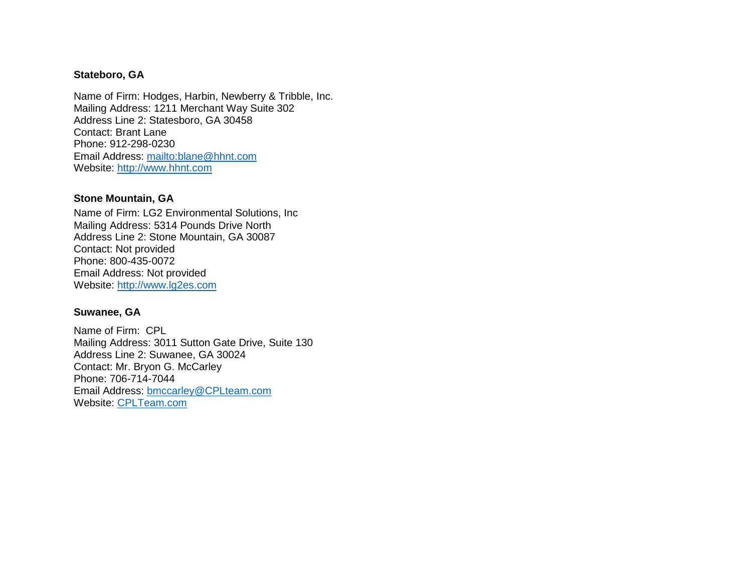**Stateboro, GA**

Name of Firm: Hodges, Harbin, Newberry & Tribble, Inc.
Mailing Address: 1211 Merchant Way Suite 302
Address Line 2: Statesboro, GA 30458
Contact: Brant Lane
Phone: 912-298-0230
Email Address: mailto:blane@hhnt.com
Website: http://www.hhnt.com

**Stone Mountain, GA**

Name of Firm: LG2 Environmental Solutions, Inc
Mailing Address: 5314 Pounds Drive North
Address Line 2: Stone Mountain, GA 30087
Contact: Not provided
Phone: 800-435-0072
Email Address: Not provided
Website: http://www.lg2es.com

**Suwanee, GA**

Name of Firm: CPL
Mailing Address: 3011 Sutton Gate Drive, Suite 130
Address Line 2: Suwanee, GA 30024
Contact: Mr. Bryon G. McCarley
Phone: 706-714-7044
Email Address: bmccarley@CPLteam.com
Website: CPLTeam.com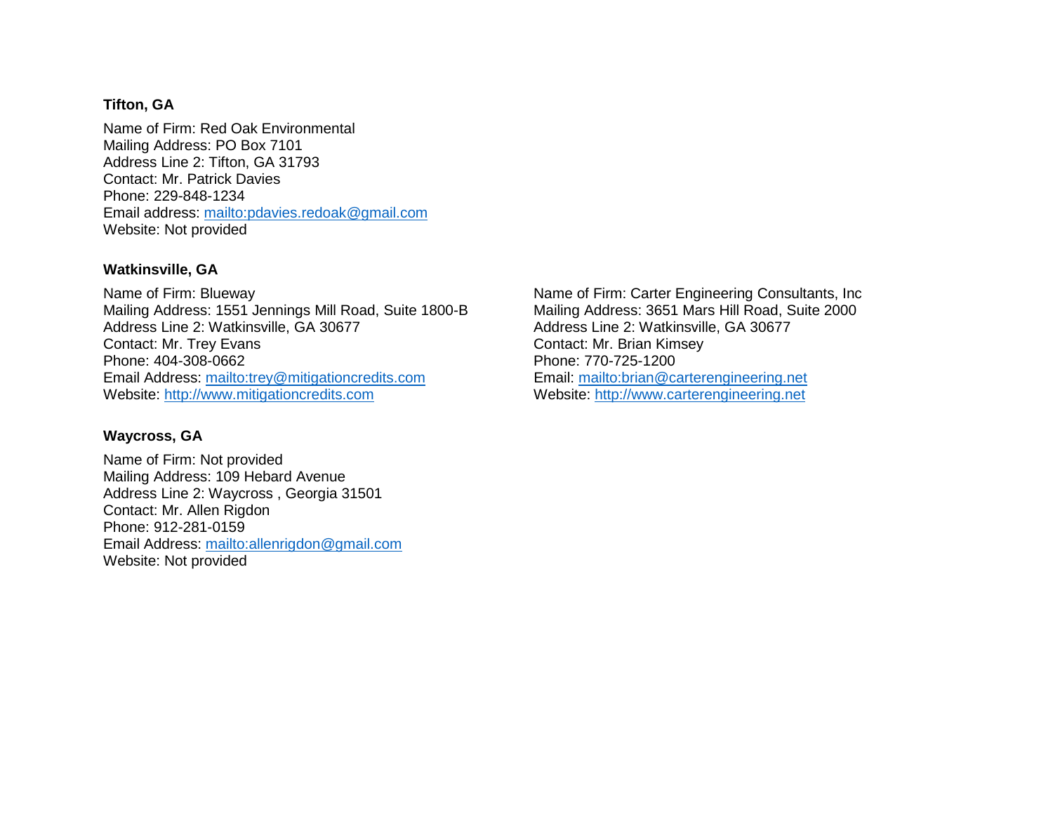**Tifton, GA**

Name of Firm: Red Oak Environmental
Mailing Address: PO Box 7101
Address Line 2: Tifton, GA 31793
Contact: Mr. Patrick Davies
Phone: 229-848-1234
Email address: mailto:pdavies.redoak@gmail.com
Website: Not provided

**Watkinsville, GA**

Name of Firm: Blueway
Mailing Address: 1551 Jennings Mill Road, Suite 1800-B
Address Line 2: Watkinsville, GA 30677
Contact: Mr. Trey Evans
Phone: 404-308-0662
Email Address: mailto:trey@mitigationcredits.com
Website: http://www.mitigationcredits.com

Name of Firm: Carter Engineering Consultants, Inc
Mailing Address: 3651 Mars Hill Road, Suite 2000
Address Line 2: Watkinsville, GA 30677
Contact: Mr. Brian Kimsey
Phone: 770-725-1200
Email: mailto:brian@carterengineering.net
Website: http://www.carterengineering.net

**Waycross, GA**

Name of Firm: Not provided
Mailing Address: 109 Hebard Avenue
Address Line 2: Waycross , Georgia 31501
Contact: Mr. Allen Rigdon
Phone: 912-281-0159
Email Address: mailto:allenrigdon@gmail.com
Website: Not provided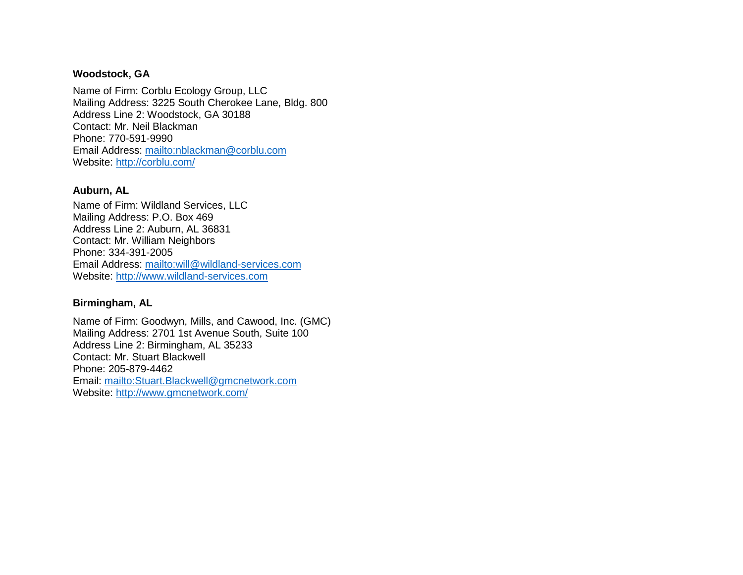**Woodstock, GA**

Name of Firm: Corblu Ecology Group, LLC
Mailing Address: 3225 South Cherokee Lane, Bldg. 800
Address Line 2: Woodstock, GA 30188
Contact: Mr. Neil Blackman
Phone: 770-591-9990
Email Address: [mailto:nblackman@corblu.com](mailto:nblackman@corblu.com)
Website: [http://corblu.com/](http://corblu.com/)

**Auburn, AL**

Name of Firm: Wildland Services, LLC
Mailing Address: P.O. Box 469
Address Line 2: Auburn, AL 36831
Contact: Mr. William Neighbors
Phone: 334-391-2005
Email Address: [mailto:will@wildland-services.com](mailto:will@wildland-services.com)
Website: [http://www.wildland-services.com](http://www.wildland-services.com)

**Birmingham, AL**

Name of Firm: Goodwyn, Mills, and Cawood, Inc. (GMC)
Mailing Address: 2701 1st Avenue South, Suite 100
Address Line 2: Birmingham, AL 35233
Contact: Mr. Stuart Blackwell
Phone: 205-879-4462
Email: [mailto:Stuart.Blackwell@gmcnetwork.com](mailto:Stuart.Blackwell@gmcnetwork.com)
Website: [http://www.gmcnetwork.com/](http://www.gmcnetwork.com/)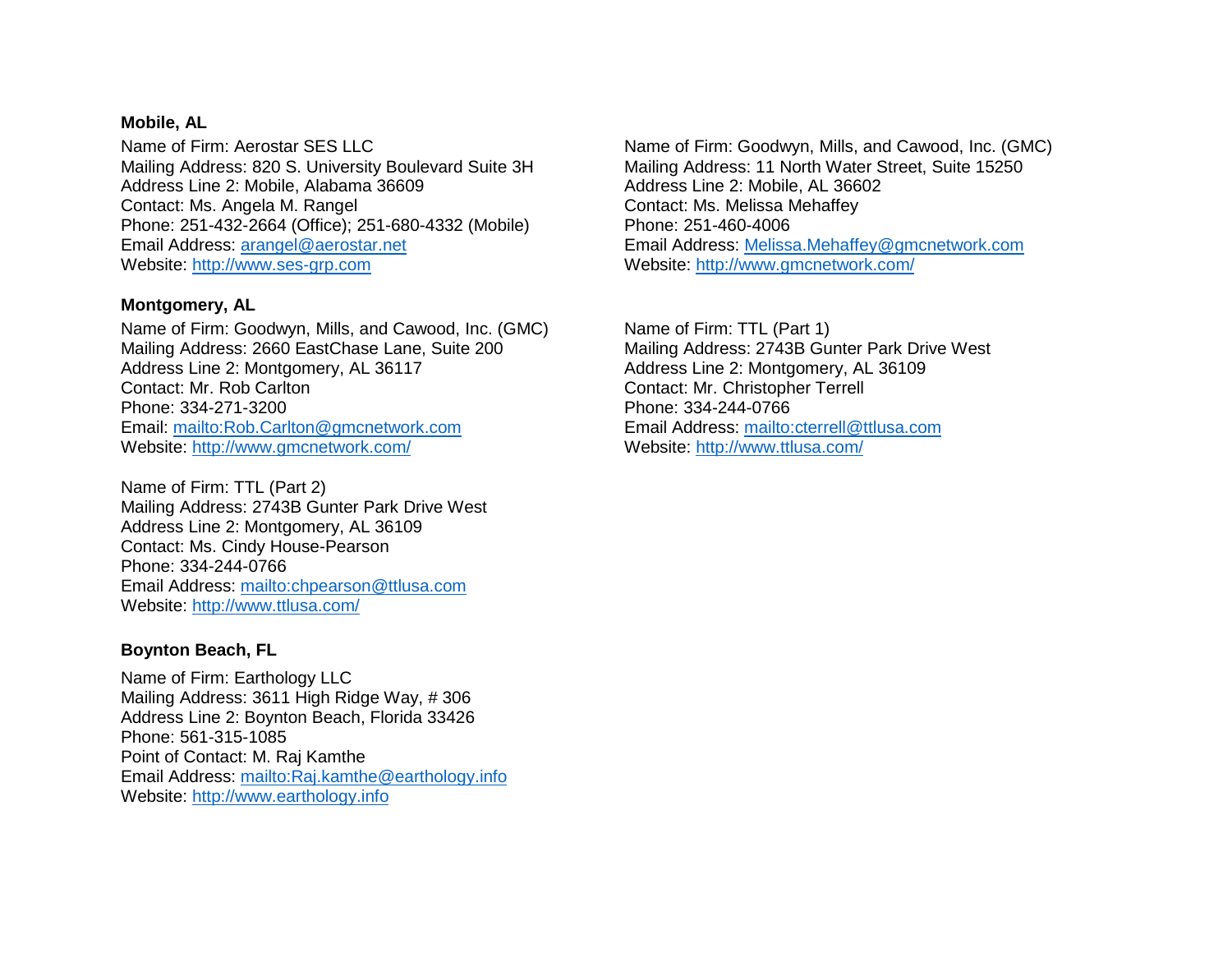**Mobile, AL**

Name of Firm: Aerostar SES LLC
Mailing Address: 820 S. University Boulevard Suite 3H
Address Line 2: Mobile, Alabama 36609
Contact: Ms. Angela M. Rangel
Phone: 251-432-2664 (Office); 251-680-4332 (Mobile)
Email Address: arangel@aerostar.net
Website: http://www.ses-grp.com

Name of Firm: Goodwyn, Mills, and Cawood, Inc. (GMC)
Mailing Address: 11 North Water Street, Suite 15250
Address Line 2: Mobile, AL 36602
Contact: Ms. Melissa Mehaffey
Phone: 251-460-4006
Email Address: Melissa.Mehaffey@gmcnetwork.com
Website: http://www.gmcnetwork.com/

**Montgomery, AL**

Name of Firm: Goodwyn, Mills, and Cawood, Inc. (GMC)
Mailing Address: 2660 EastChase Lane, Suite 200
Address Line 2: Montgomery, AL 36117
Contact: Mr. Rob Carlton
Phone: 334-271-3200
Email: mailto:Rob.Carlton@gmcnetwork.com
Website: http://www.gmcnetwork.com/

Name of Firm: TTL (Part 1)
Mailing Address: 2743B Gunter Park Drive West
Address Line 2: Montgomery, AL 36109
Contact: Mr. Christopher Terrell
Phone: 334-244-0766
Email Address: mailto:cterrell@ttlusa.com
Website: http://www.ttlusa.com/

Name of Firm: TTL (Part 2)
Mailing Address: 2743B Gunter Park Drive West
Address Line 2: Montgomery, AL 36109
Contact: Ms. Cindy House-Pearson
Phone: 334-244-0766
Email Address: mailto:chpearson@ttlusa.com
Website: http://www.ttlusa.com/

**Boynton Beach, FL**

Name of Firm: Earthology LLC
Mailing Address: 3611 High Ridge Way, # 306
Address Line 2: Boynton Beach, Florida 33426
Phone: 561-315-1085
Point of Contact: M. Raj Kamthe
Email Address: mailto:Raj.kamthe@earthology.info
Website: http://www.earthology.info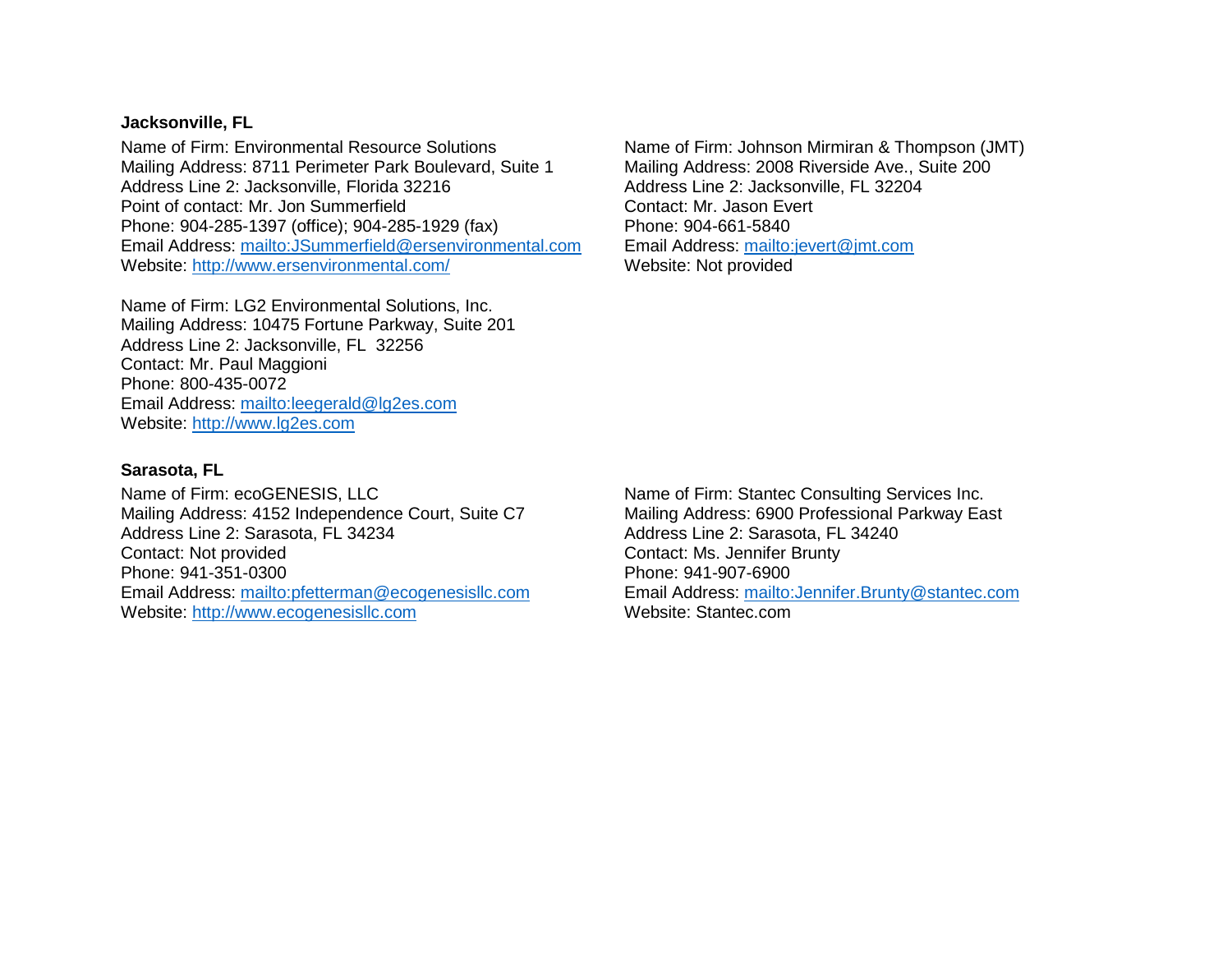**Jacksonville, FL**

Name of Firm: Environmental Resource Solutions
Mailing Address: 8711 Perimeter Park Boulevard, Suite 1
Address Line 2: Jacksonville, Florida 32216
Point of contact: Mr. Jon Summerfield
Phone: 904-285-1397 (office); 904-285-1929 (fax)
Email Address: mailto:JSummerfield@ersenvironmental.com
Website: http://www.ersenvironmental.com/

Name of Firm: Johnson Mirmiran & Thompson (JMT)
Mailing Address: 2008 Riverside Ave., Suite 200
Address Line 2: Jacksonville, FL 32204
Contact: Mr. Jason Evert
Phone: 904-661-5840
Email Address: mailto:jevert@jmt.com
Website: Not provided

Name of Firm: LG2 Environmental Solutions, Inc.
Mailing Address: 10475 Fortune Parkway, Suite 201
Address Line 2: Jacksonville, FL 32256
Contact: Mr. Paul Maggioni
Phone: 800-435-0072
Email Address: mailto:leegerald@lg2es.com
Website: http://www.lg2es.com

**Sarasota, FL**

Name of Firm: ecoGENESIS, LLC
Mailing Address: 4152 Independence Court, Suite C7
Address Line 2: Sarasota, FL 34234
Contact: Not provided
Phone: 941-351-0300
Email Address: mailto:pfetterman@ecogenesisllc.com
Website: http://www.ecogenesisllc.com

Name of Firm: Stantec Consulting Services Inc.
Mailing Address: 6900 Professional Parkway East
Address Line 2: Sarasota, FL 34240
Contact: Ms. Jennifer Brunty
Phone: 941-907-6900
Email Address: mailto:Jennifer.Brunty@stantec.com
Website: Stantec.com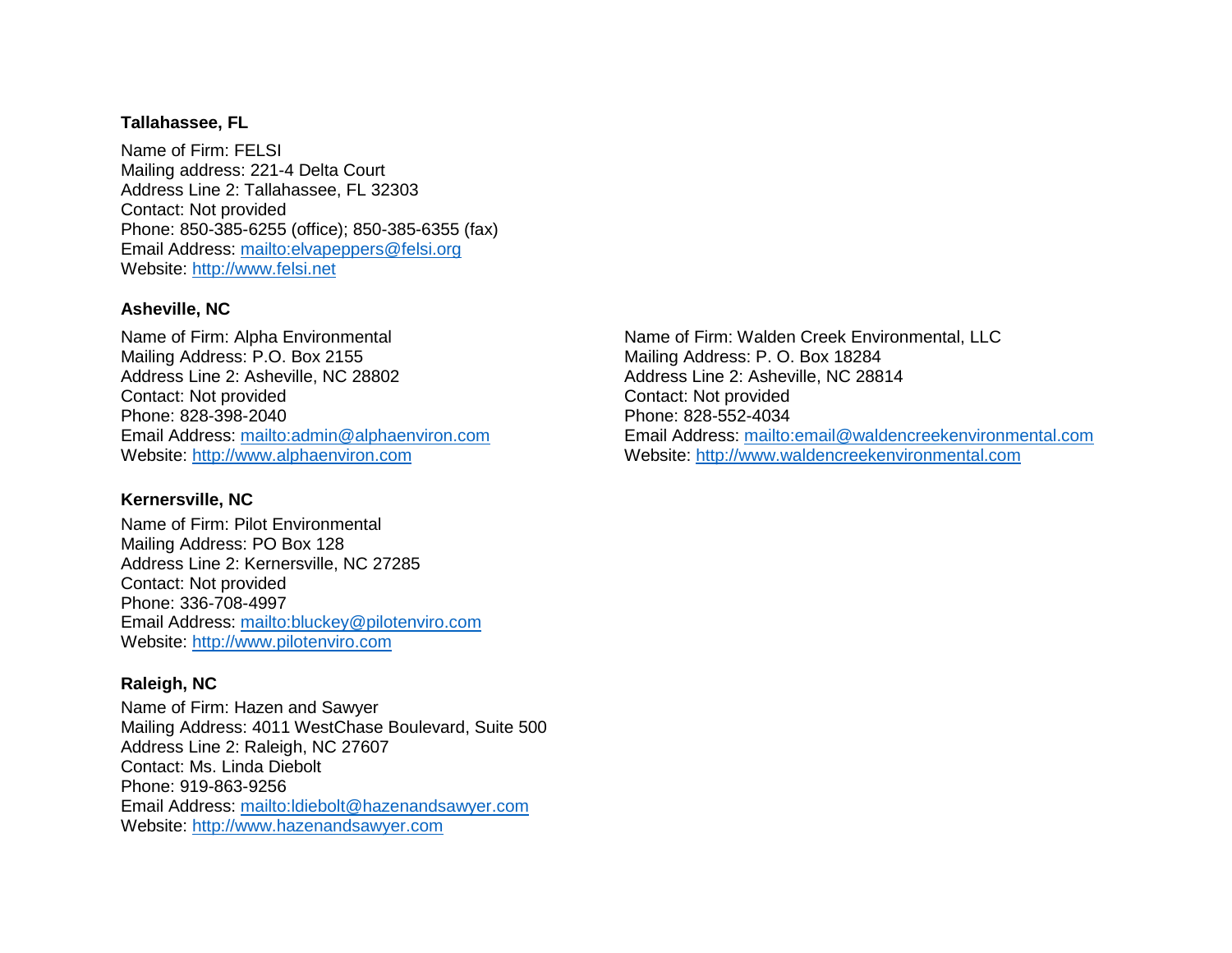**Tallahassee, FL**

Name of Firm: FELSI
Mailing address: 221-4 Delta Court
Address Line 2: Tallahassee, FL 32303
Contact: Not provided
Phone: 850-385-6255 (office); 850-385-6355 (fax)
Email Address: [mailto:elvapeppers@felsi.org](mailto:elvapeppers@felsi.org)
Website: [http://www.felsi.net](http://www.felsi.net)

**Asheville, NC**

Name of Firm: Alpha Environmental
Mailing Address: P.O. Box 2155
Address Line 2: Asheville, NC 28802
Contact: Not provided
Phone: 828-398-2040
Email Address: [mailto:admin@alphaenviron.com](mailto:admin@alphaenviron.com)
Website: [http://www.alphaenviron.com](http://www.alphaenviron.com)

Name of Firm: Walden Creek Environmental, LLC
Mailing Address: P. O. Box 18284
Address Line 2: Asheville, NC 28814
Contact: Not provided
Phone: 828-552-4034
Email Address: [mailto:email@waldencreekenvironmental.com](mailto:email@waldencreekenvironmental.com)
Website: [http://www.waldencreekenvironmental.com](http://www.waldencreekenvironmental.com)

**Kernersville, NC**

Name of Firm: Pilot Environmental
Mailing Address: PO Box 128
Address Line 2: Kernersville, NC 27285
Contact: Not provided
Phone: 336-708-4997
Email Address: [mailto:bluckey@pilotenviro.com](mailto:bluckey@pilotenviro.com)
Website: [http://www.pilotenviro.com](http://www.pilotenviro.com)

**Raleigh, NC**

Name of Firm: Hazen and Sawyer
Mailing Address: 4011 WestChase Boulevard, Suite 500
Address Line 2: Raleigh, NC 27607
Contact: Ms. Linda Diebolt
Phone: 919-863-9256
Email Address: [mailto:ldiebolt@hazenandsawyer.com](mailto:ldiebolt@hazenandsawyer.com)
Website: [http://www.hazenandsawyer.com](http://www.hazenandsawyer.com)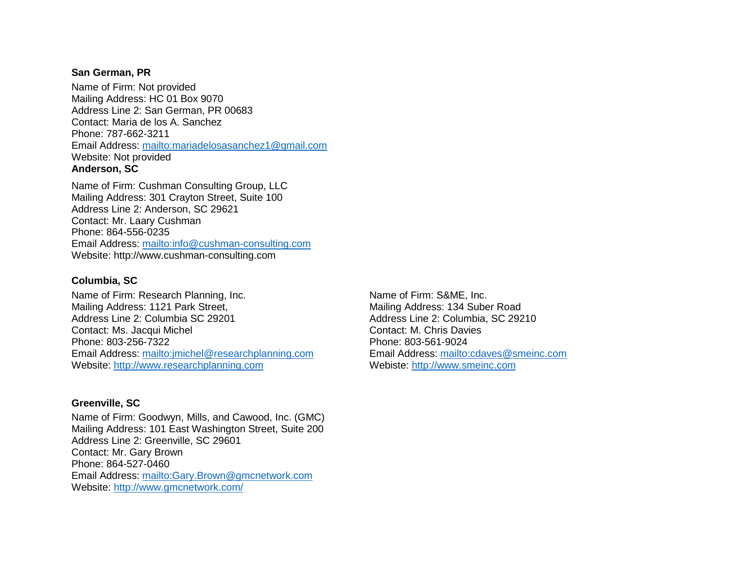**San German, PR**

Name of Firm: Not provided
Mailing Address: HC 01 Box 9070
Address Line 2: San German, PR 00683
Contact: Maria de los A. Sanchez
Phone: 787-662-3211
Email Address: mailto:mariadelosasanchez1@gmail.com
Website: Not provided

**Anderson, SC**

Name of Firm: Cushman Consulting Group, LLC
Mailing Address: 301 Crayton Street, Suite 100
Address Line 2: Anderson, SC 29621
Contact: Mr. Laary Cushman
Phone: 864-556-0235
Email Address: mailto:info@cushman-consulting.com
Website: http://www.cushman-consulting.com

**Columbia, SC**

Name of Firm: Research Planning, Inc.
Mailing Address: 1121 Park Street,
Address Line 2: Columbia SC 29201
Contact: Ms. Jacqui Michel
Phone: 803-256-7322
Email Address: mailto:jmichel@researchplanning.com
Website: http://www.researchplanning.com

Name of Firm: S&ME, Inc.
Mailing Address: 134 Suber Road
Address Line 2: Columbia, SC 29210
Contact: M. Chris Davies
Phone: 803-561-9024
Email Address: mailto:cdaves@smeinc.com
Webiste: http://www.smeinc.com

**Greenville, SC**

Name of Firm: Goodwyn, Mills, and Cawood, Inc. (GMC)
Mailing Address: 101 East Washington Street, Suite 200
Address Line 2: Greenville, SC 29601
Contact: Mr. Gary Brown
Phone: 864-527-0460
Email Address: mailto:Gary.Brown@gmcnetwork.com
Website: http://www.gmcnetwork.com/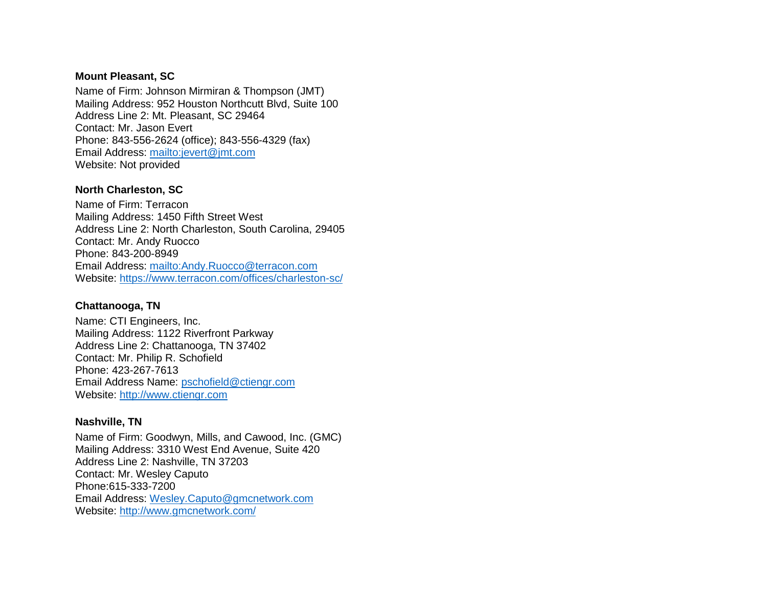**Mount Pleasant, SC**

Name of Firm: Johnson Mirmiran & Thompson (JMT)
Mailing Address: 952 Houston Northcutt Blvd, Suite 100
Address Line 2: Mt. Pleasant, SC 29464
Contact: Mr. Jason Evert
Phone: 843-556-2624 (office); 843-556-4329 (fax)
Email Address: mailto:jevert@jmt.com
Website: Not provided

**North Charleston, SC**

Name of Firm: Terracon
Mailing Address: 1450 Fifth Street West
Address Line 2: North Charleston, South Carolina, 29405
Contact: Mr. Andy Ruocco
Phone: 843-200-8949
Email Address: mailto:Andy.Ruocco@terracon.com
Website: https://www.terracon.com/offices/charleston-sc/

**Chattanooga, TN**

Name: CTI Engineers, Inc.
Mailing Address: 1122 Riverfront Parkway
Address Line 2: Chattanooga, TN 37402
Contact: Mr. Philip R. Schofield
Phone: 423-267-7613
Email Address Name: pschofield@ctiengr.com
Website: http://www.ctiengr.com

**Nashville, TN**

Name of Firm: Goodwyn, Mills, and Cawood, Inc. (GMC)
Mailing Address: 3310 West End Avenue, Suite 420
Address Line 2: Nashville, TN 37203
Contact: Mr. Wesley Caputo
Phone:615-333-7200
Email Address: Wesley.Caputo@gmcnetwork.com
Website: http://www.gmcnetwork.com/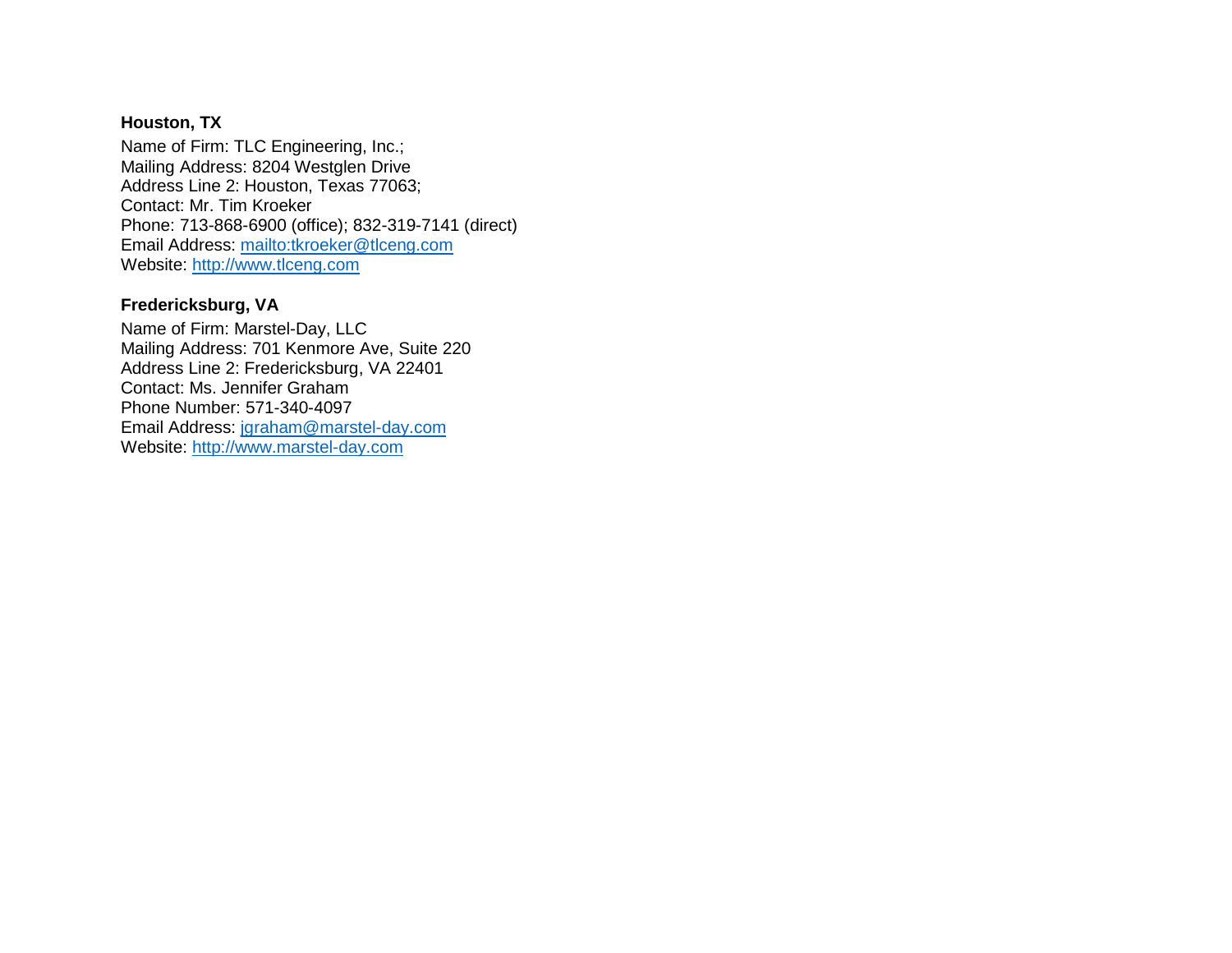**Houston, TX**

Name of Firm: TLC Engineering, Inc.;
Mailing Address: 8204 Westglen Drive
Address Line 2: Houston, Texas 77063;
Contact: Mr. Tim Kroeker
Phone: 713-868-6900 (office); 832-319-7141 (direct)
Email Address: mailto:tkroeker@tlceng.com
Website: http://www.tlceng.com

**Fredericksburg, VA**

Name of Firm: Marstel-Day, LLC
Mailing Address: 701 Kenmore Ave, Suite 220
Address Line 2: Fredericksburg, VA 22401
Contact: Ms. Jennifer Graham
Phone Number: 571-340-4097
Email Address: jgraham@marstel-day.com
Website: http://www.marstel-day.com